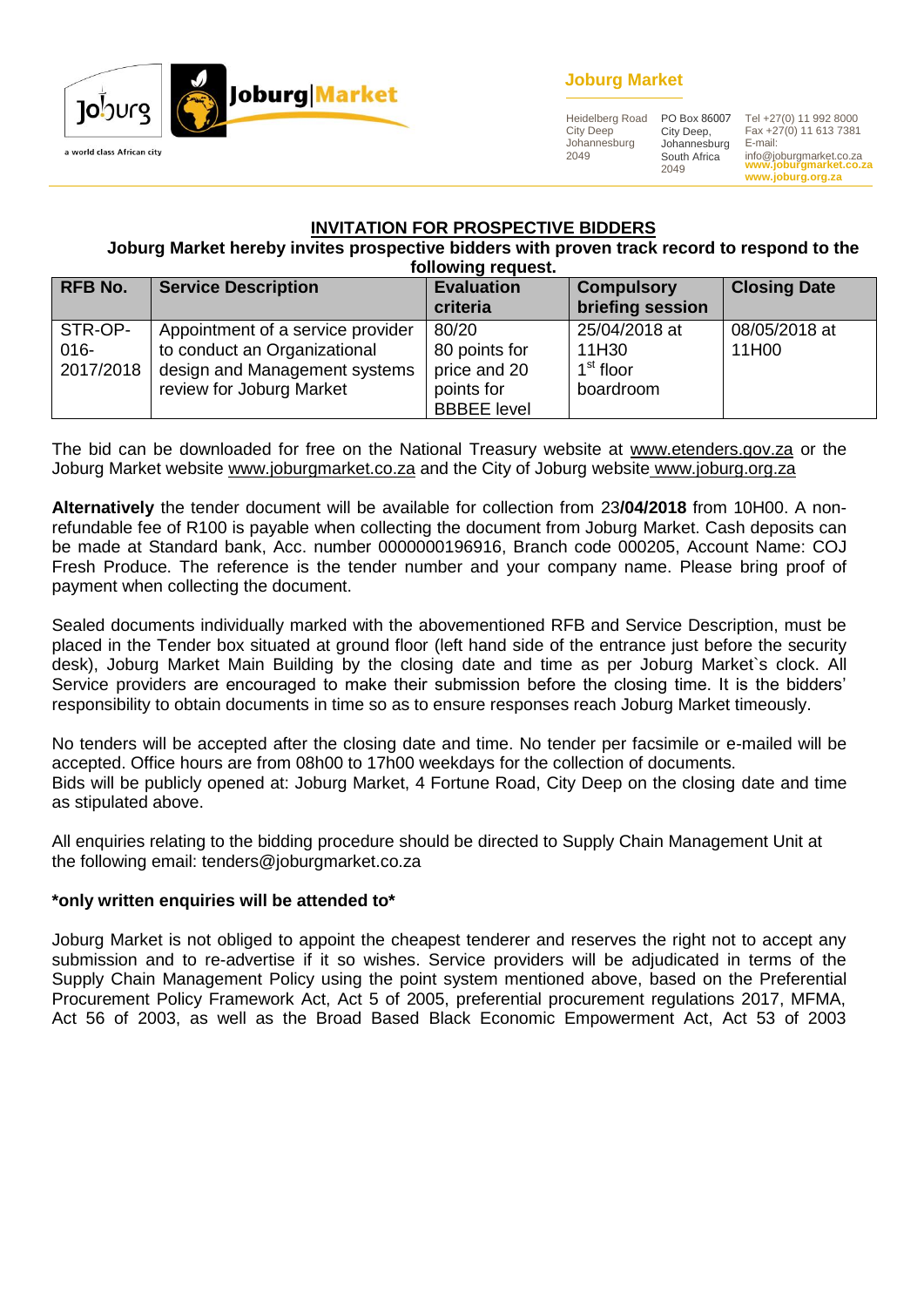Joburg
a world class African city

Joburg|Market

**Joburg Market**

Heidelberg Road
City Deep
Johannesburg
2049

PO Box 86007
City Deep,
Johannesburg
South Africa
2049

Tel +27(0) 11 992 8000
Fax +27(0) 11 613 7381
E-mail:
info@joburgmarket.co.za
**www.joburgmarket.co.za**
**www.joburg.org.za**

## INVITATION FOR PROSPECTIVE BIDDERS

**Joburg Market hereby invites prospective bidders with proven track record to respond to the following request.**

| RFB No. | Service Description | Evaluation criteria | Compulsory briefing session | Closing Date |
|---|---|---|---|---|
| STR-OP-016-2017/2018 | Appointment of a service provider to conduct an Organizational design and Management systems review for Joburg Market | 80/20 80 points for price and 20 points for BBBEE level | 25/04/2018 at 11H30 1st floor boardroom | 08/05/2018 at 11H00 |

The bid can be downloaded for free on the National Treasury website at www.etenders.gov.za or the Joburg Market website www.joburgmarket.co.za and the City of Joburg website www.joburg.org.za

**Alternatively** the tender document will be available for collection from 23**/04/2018** from 10H00. A non-refundable fee of R100 is payable when collecting the document from Joburg Market. Cash deposits can be made at Standard bank, Acc. number 0000000196916, Branch code 000205, Account Name: COJ Fresh Produce. The reference is the tender number and your company name. Please bring proof of payment when collecting the document.

Sealed documents individually marked with the abovementioned RFB and Service Description, must be placed in the Tender box situated at ground floor (left hand side of the entrance just before the security desk), Joburg Market Main Building by the closing date and time as per Joburg Market`s clock. All Service providers are encouraged to make their submission before the closing time. It is the bidders' responsibility to obtain documents in time so as to ensure responses reach Joburg Market timeously.

No tenders will be accepted after the closing date and time. No tender per facsimile or e-mailed will be accepted. Office hours are from 08h00 to 17h00 weekdays for the collection of documents.
Bids will be publicly opened at: Joburg Market, 4 Fortune Road, City Deep on the closing date and time as stipulated above.

All enquiries relating to the bidding procedure should be directed to Supply Chain Management Unit at the following email: tenders@joburgmarket.co.za

**\*only written enquiries will be attended to\***

Joburg Market is not obliged to appoint the cheapest tenderer and reserves the right not to accept any submission and to re-advertise if it so wishes. Service providers will be adjudicated in terms of the Supply Chain Management Policy using the point system mentioned above, based on the Preferential Procurement Policy Framework Act, Act 5 of 2005, preferential procurement regulations 2017, MFMA, Act 56 of 2003, as well as the Broad Based Black Economic Empowerment Act, Act 53 of 2003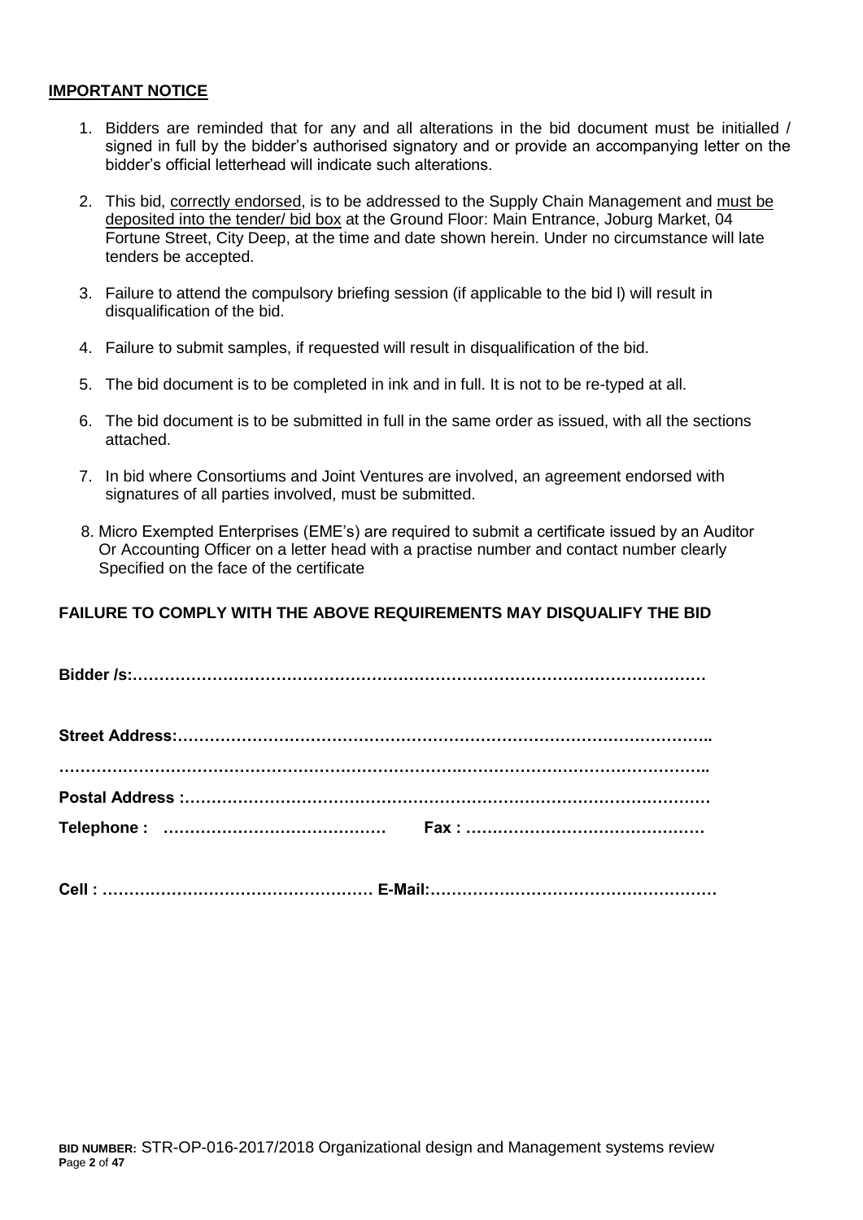**IMPORTANT NOTICE**

1. Bidders are reminded that for any and all alterations in the bid document must be initialled / signed in full by the bidder's authorised signatory and or provide an accompanying letter on the bidder's official letterhead will indicate such alterations.
2. This bid, correctly endorsed, is to be addressed to the Supply Chain Management and must be deposited into the tender/ bid box at the Ground Floor: Main Entrance, Joburg Market, 04 Fortune Street, City Deep, at the time and date shown herein. Under no circumstance will late tenders be accepted.
3. Failure to attend the compulsory briefing session (if applicable to the bid l) will result in disqualification of the bid.
4. Failure to submit samples, if requested will result in disqualification of the bid.
5. The bid document is to be completed in ink and in full. It is not to be re-typed at all.
6. The bid document is to be submitted in full in the same order as issued, with all the sections attached.
7. In bid where Consortiums and Joint Ventures are involved, an agreement endorsed with signatures of all parties involved, must be submitted.
8. Micro Exempted Enterprises (EME's) are required to submit a certificate issued by an Auditor Or Accounting Officer on a letter head with a practise number and contact number clearly Specified on the face of the certificate

**FAILURE TO COMPLY WITH THE ABOVE REQUIREMENTS MAY DISQUALIFY THE BID**

**Bidder /s:………………………………………………………………………………………………**

**Street Address:……………………………………………………………………………………..**

**…………………………………………………………………………………………………………..**

**Postal Address :………………………………………………………………………………………**

**Telephone : ……………………………………   Fax : ………………………………………**

**Cell : …………………………………………… E-Mail:………………………………………………**

**BID NUMBER:** STR-OP-016-2017/2018 Organizational design and Management systems review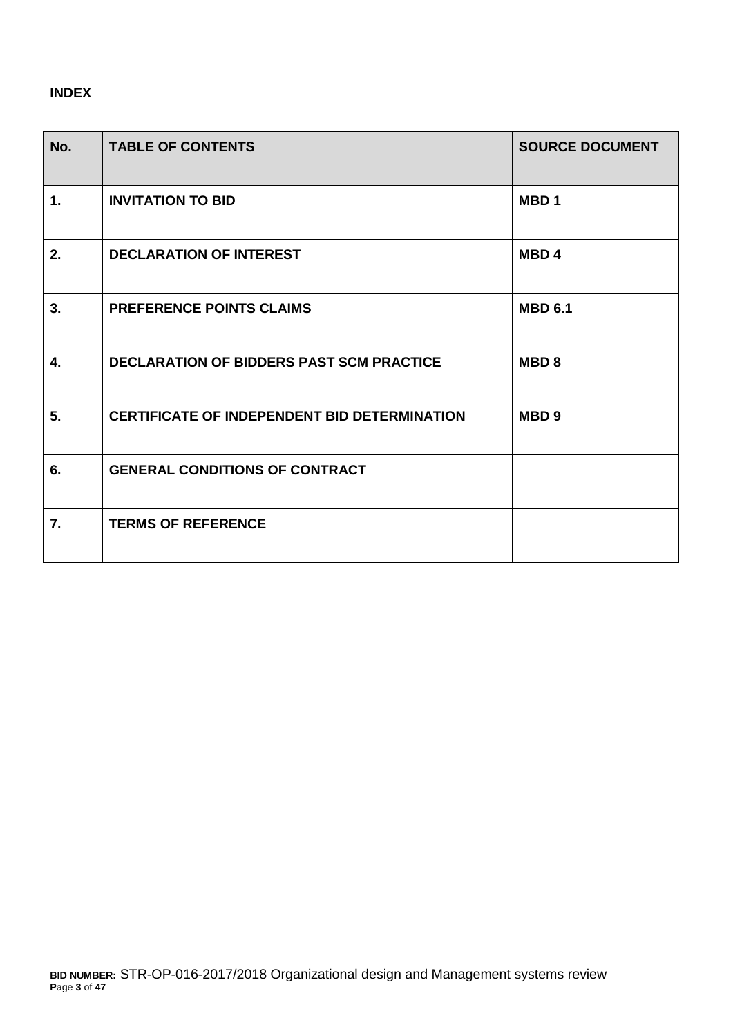**INDEX**

| No. | TABLE OF CONTENTS | SOURCE DOCUMENT |
|---|---|---|
| **1.** | **INVITATION TO BID** | **MBD 1** |
| **2.** | **DECLARATION OF INTEREST** | **MBD 4** |
| **3.** | **PREFERENCE POINTS CLAIMS** | **MBD 6.1** |
| **4.** | **DECLARATION OF BIDDERS PAST SCM PRACTICE** | **MBD 8** |
| **5.** | **CERTIFICATE OF INDEPENDENT BID DETERMINATION** | **MBD 9** |
| **6.** | **GENERAL CONDITIONS OF CONTRACT** | |
| **7.** | **TERMS OF REFERENCE** | |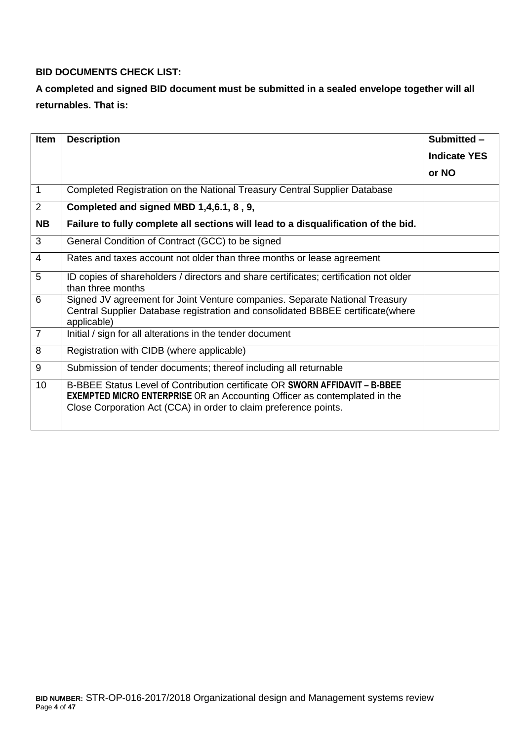**BID DOCUMENTS CHECK LIST:**

**A completed and signed BID document must be submitted in a sealed envelope together will all returnables. That is:**

| Item | Description | Submitted – Indicate YES or NO |
|---|---|---|
| 1 | Completed Registration on the National Treasury Central Supplier Database | |
| 2<br>**NB** | **Completed and signed MBD 1,4,6.1, 8 , 9,**<br>**Failure to fully complete all sections will lead to a disqualification of the bid.** | |
| 3 | General Condition of Contract (GCC) to be signed | |
| 4 | Rates and taxes account not older than three months or lease agreement | |
| 5 | ID copies of shareholders / directors and share certificates; certification not older than three months | |
| 6 | Signed JV agreement for Joint Venture companies. Separate National Treasury Central Supplier Database registration and consolidated BBBEE certificate(where applicable) | |
| 7 | Initial / sign for all alterations in the tender document | |
| 8 | Registration with CIDB (where applicable) | |
| 9 | Submission of tender documents; thereof including all returnable | |
| 10 | B-BBEE Status Level of Contribution certificate OR **SWORN AFFIDAVIT – B-BBEE EXEMPTED MICRO ENTERPRISE** OR an Accounting Officer as contemplated in the Close Corporation Act (CCA) in order to claim preference points. | |

**BID NUMBER:** STR-OP-016-2017/2018 Organizational design and Management systems review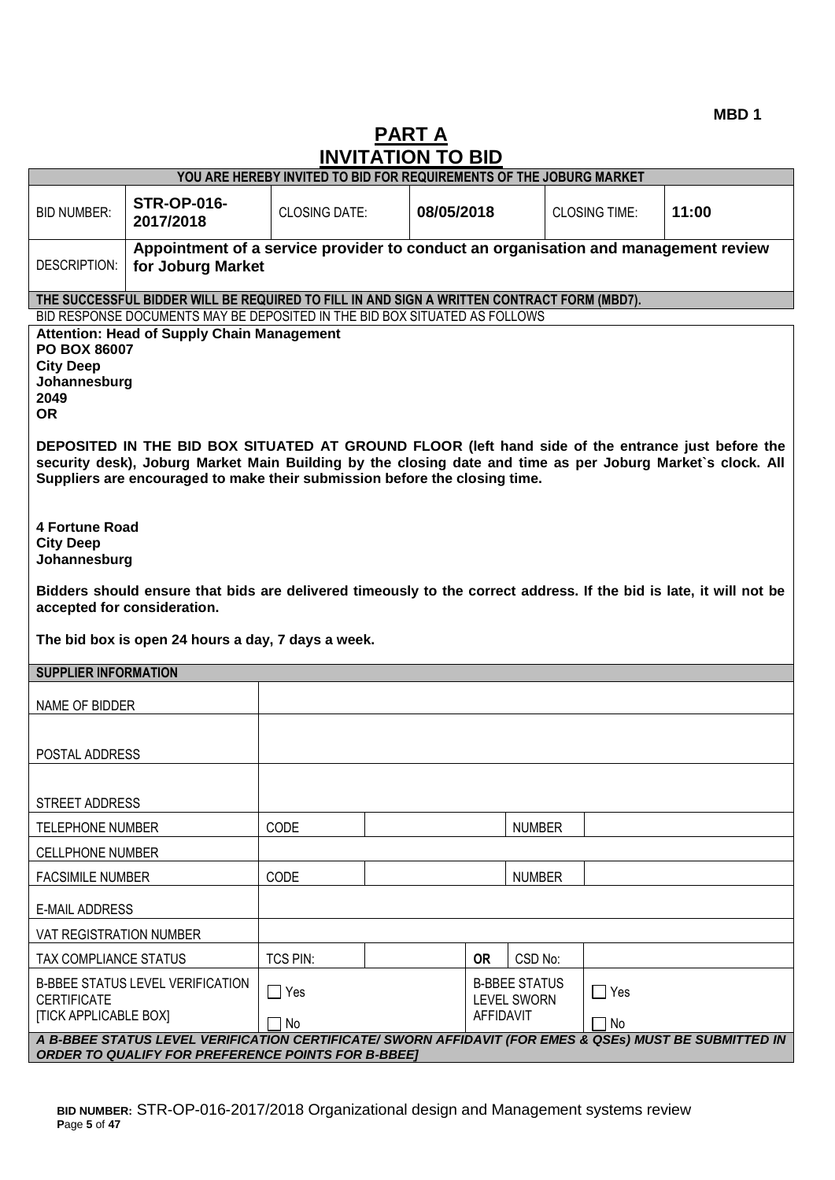MBD 1

# PART A
# INVITATION TO BID

| YOU ARE HEREBY INVITED TO BID FOR REQUIREMENTS OF THE JOBURG MARKET | | | | | |
|---|---|---|---|---|---|
| BID NUMBER: | **STR-OP-016-2017/2018** | CLOSING DATE: | **08/05/2018** | CLOSING TIME: | **11:00** |
| DESCRIPTION: | **Appointment of a service provider to conduct an organisation and management review for Joburg Market** | | | | |

**THE SUCCESSFUL BIDDER WILL BE REQUIRED TO FILL IN AND SIGN A WRITTEN CONTRACT FORM (MBD7).**

BID RESPONSE DOCUMENTS MAY BE DEPOSITED IN THE BID BOX SITUATED AS FOLLOWS

**Attention: Head of Supply Chain Management**
**PO BOX 86007**
**City Deep**
**Johannesburg**
**2049**
**OR**

**DEPOSITED IN THE BID BOX SITUATED AT GROUND FLOOR (left hand side of the entrance just before the security desk), Joburg Market Main Building by the closing date and time as per Joburg Market`s clock. All Suppliers are encouraged to make their submission before the closing time.**

**4 Fortune Road**
**City Deep**
**Johannesburg**

**Bidders should ensure that bids are delivered timeously to the correct address. If the bid is late, it will not be accepted for consideration.**

**The bid box is open 24 hours a day, 7 days a week.**

| SUPPLIER INFORMATION | | | | | |
|---|---|---|---|---|---|
| NAME OF BIDDER | | | | | |
| POSTAL ADDRESS | | | | | |
| STREET ADDRESS | | | | | |
| TELEPHONE NUMBER | CODE | | | NUMBER | |
| CELLPHONE NUMBER | | | | | |
| FACSIMILE NUMBER | CODE | | | NUMBER | |
| E-MAIL ADDRESS | | | | | |
| VAT REGISTRATION NUMBER | | | | | |
| TAX COMPLIANCE STATUS | TCS PIN: | | **OR** | CSD No: | |
| B-BBEE STATUS LEVEL VERIFICATION CERTIFICATE [TICK APPLICABLE BOX] | ☐ Yes ☐ No | | B-BBEE STATUS LEVEL SWORN AFFIDAVIT | | ☐ Yes ☐ No |

***A B-BBEE STATUS LEVEL VERIFICATION CERTIFICATE/ SWORN AFFIDAVIT (FOR EMES & QSEs) MUST BE SUBMITTED IN ORDER TO QUALIFY FOR PREFERENCE POINTS FOR B-BBEE]***

**BID NUMBER:** STR-OP-016-2017/2018 Organizational design and Management systems review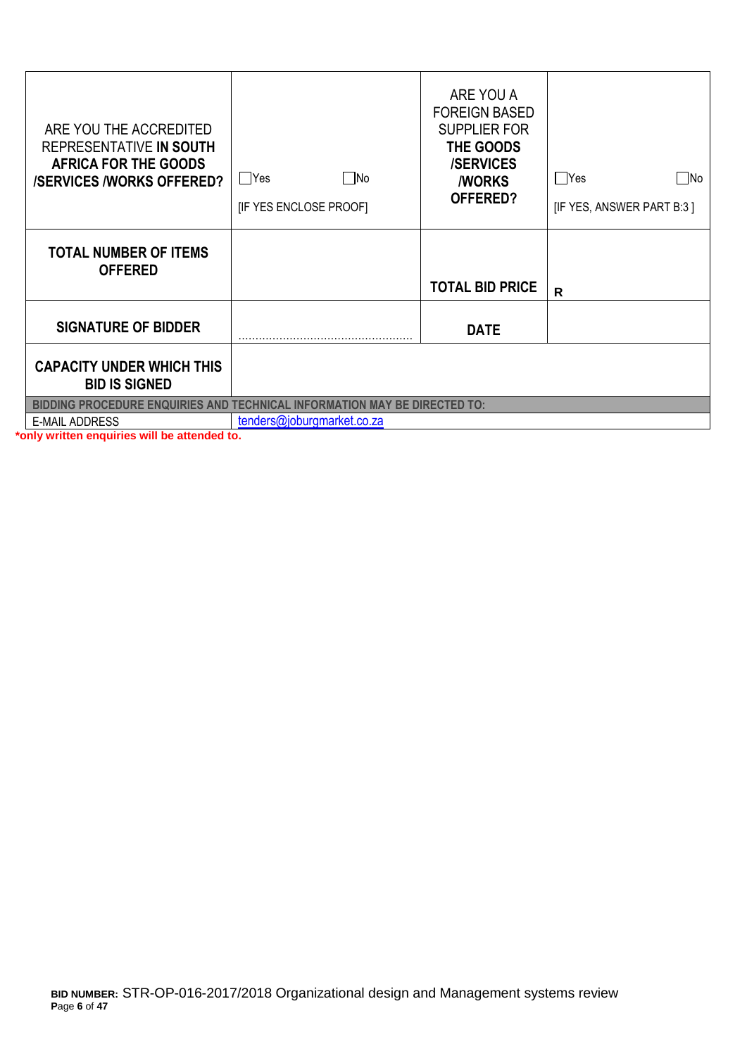| ARE YOU THE ACCREDITED REPRESENTATIVE **IN SOUTH AFRICA FOR THE GOODS /SERVICES /WORKS OFFERED?** | ☐Yes ☐No [IF YES ENCLOSE PROOF] | ARE YOU A FOREIGN BASED SUPPLIER FOR **THE GOODS /SERVICES /WORKS OFFERED?** | ☐Yes ☐No [IF YES, ANSWER PART B:3 ] |
|---|---|---|---|
| **TOTAL NUMBER OF ITEMS OFFERED** | | **TOTAL BID PRICE** | **R** |
| **SIGNATURE OF BIDDER** | ………………………………………… | **DATE** | |
| **CAPACITY UNDER WHICH THIS BID IS SIGNED** | | | |
| **BIDDING PROCEDURE ENQUIRIES AND TECHNICAL INFORMATION MAY BE DIRECTED TO:** | | | |
| E-MAIL ADDRESS | tenders@joburgmarket.co.za | | |

***only written enquiries will be attended to.**

**BID NUMBER:** STR-OP-016-2017/2018 Organizational design and Management systems review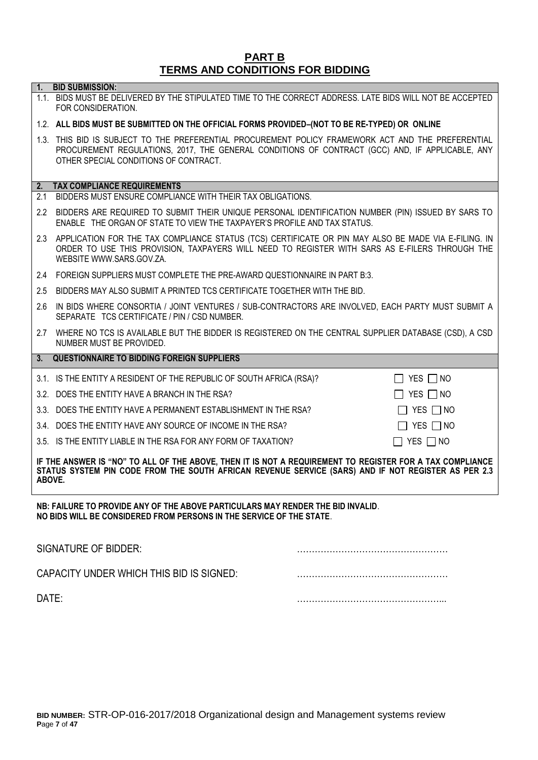# PART B
## TERMS AND CONDITIONS FOR BIDDING

**1. BID SUBMISSION:**

1.1. BIDS MUST BE DELIVERED BY THE STIPULATED TIME TO THE CORRECT ADDRESS. LATE BIDS WILL NOT BE ACCEPTED FOR CONSIDERATION.

1.2. **ALL BIDS MUST BE SUBMITTED ON THE OFFICIAL FORMS PROVIDED–(NOT TO BE RE-TYPED) OR ONLINE**

1.3. THIS BID IS SUBJECT TO THE PREFERENTIAL PROCUREMENT POLICY FRAMEWORK ACT AND THE PREFERENTIAL PROCUREMENT REGULATIONS, 2017, THE GENERAL CONDITIONS OF CONTRACT (GCC) AND, IF APPLICABLE, ANY OTHER SPECIAL CONDITIONS OF CONTRACT.

**2. TAX COMPLIANCE REQUIREMENTS**

2.1 BIDDERS MUST ENSURE COMPLIANCE WITH THEIR TAX OBLIGATIONS.

2.2 BIDDERS ARE REQUIRED TO SUBMIT THEIR UNIQUE PERSONAL IDENTIFICATION NUMBER (PIN) ISSUED BY SARS TO ENABLE THE ORGAN OF STATE TO VIEW THE TAXPAYER'S PROFILE AND TAX STATUS.

2.3 APPLICATION FOR THE TAX COMPLIANCE STATUS (TCS) CERTIFICATE OR PIN MAY ALSO BE MADE VIA E-FILING. IN ORDER TO USE THIS PROVISION, TAXPAYERS WILL NEED TO REGISTER WITH SARS AS E-FILERS THROUGH THE WEBSITE WWW.SARS.GOV.ZA.

2.4 FOREIGN SUPPLIERS MUST COMPLETE THE PRE-AWARD QUESTIONNAIRE IN PART B:3.

2.5 BIDDERS MAY ALSO SUBMIT A PRINTED TCS CERTIFICATE TOGETHER WITH THE BID.

2.6 IN BIDS WHERE CONSORTIA / JOINT VENTURES / SUB-CONTRACTORS ARE INVOLVED, EACH PARTY MUST SUBMIT A SEPARATE TCS CERTIFICATE / PIN / CSD NUMBER.

2.7 WHERE NO TCS IS AVAILABLE BUT THE BIDDER IS REGISTERED ON THE CENTRAL SUPPLIER DATABASE (CSD), A CSD NUMBER MUST BE PROVIDED.

**3. QUESTIONNAIRE TO BIDDING FOREIGN SUPPLIERS**

| | |
|---|---|
| 3.1. IS THE ENTITY A RESIDENT OF THE REPUBLIC OF SOUTH AFRICA (RSA)? | ☐ YES ☐ NO |
| 3.2. DOES THE ENTITY HAVE A BRANCH IN THE RSA? | ☐ YES ☐ NO |
| 3.3. DOES THE ENTITY HAVE A PERMANENT ESTABLISHMENT IN THE RSA? | ☐ YES ☐ NO |
| 3.4. DOES THE ENTITY HAVE ANY SOURCE OF INCOME IN THE RSA? | ☐ YES ☐ NO |
| 3.5. IS THE ENTITY LIABLE IN THE RSA FOR ANY FORM OF TAXATION? | ☐ YES ☐ NO |

**IF THE ANSWER IS "NO" TO ALL OF THE ABOVE, THEN IT IS NOT A REQUIREMENT TO REGISTER FOR A TAX COMPLIANCE STATUS SYSTEM PIN CODE FROM THE SOUTH AFRICAN REVENUE SERVICE (SARS) AND IF NOT REGISTER AS PER 2.3 ABOVE.**

**NB: FAILURE TO PROVIDE ANY OF THE ABOVE PARTICULARS MAY RENDER THE BID INVALID**.
**NO BIDS WILL BE CONSIDERED FROM PERSONS IN THE SERVICE OF THE STATE**.

SIGNATURE OF BIDDER: ……………………………………………

CAPACITY UNDER WHICH THIS BID IS SIGNED: ……………………………………………

DATE: …………………………………………...

**BID NUMBER:** STR-OP-016-2017/2018 Organizational design and Management systems review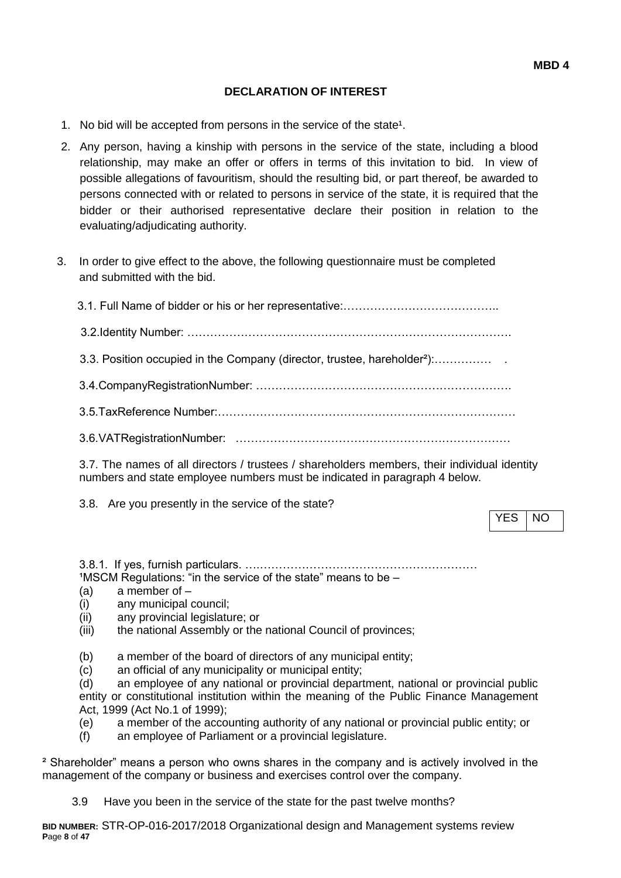**MBD 4**

## DECLARATION OF INTEREST

1. No bid will be accepted from persons in the service of the state[1].

2. Any person, having a kinship with persons in the service of the state, including a blood relationship, may make an offer or offers in terms of this invitation to bid. In view of possible allegations of favouritism, should the resulting bid, or part thereof, be awarded to persons connected with or related to persons in service of the state, it is required that the bidder or their authorised representative declare their position in relation to the evaluating/adjudicating authority.

3. In order to give effect to the above, the following questionnaire must be completed and submitted with the bid.

   3.1. Full Name of bidder or his or her representative:…………………………………..

   3.2.Identity Number: ………………………………………………………………………….

   3.3. Position occupied in the Company (director, trustee, hareholder[2]):……………  .

   3.4.CompanyRegistrationNumber: ………………………………………………………….

   3.5.TaxReference Number:……….………………………….………………….……….……

   3.6.VATRegistrationNumber: ………………………………………………………………

   3.7. The names of all directors / trustees / shareholders members, their individual identity numbers and state employee numbers must be indicated in paragraph 4 below.

   3.8. Are you presently in the service of the state?

   | YES | NO |
   |---|---|

   3.8.1. If yes, furnish particulars. ….……………………………………………………

[1]MSCM Regulations: "in the service of the state" means to be –

(a) a member of –
(i) any municipal council;
(ii) any provincial legislature; or
(iii) the national Assembly or the national Council of provinces;

(b) a member of the board of directors of any municipal entity;
(c) an official of any municipality or municipal entity;
(d) an employee of any national or provincial department, national or provincial public entity or constitutional institution within the meaning of the Public Finance Management Act, 1999 (Act No.1 of 1999);
(e) a member of the accounting authority of any national or provincial public entity; or
(f) an employee of Parliament or a provincial legislature.

[2] Shareholder" means a person who owns shares in the company and is actively involved in the management of the company or business and exercises control over the company.

   3.9 Have you been in the service of the state for the past twelve months?

**BID NUMBER:** STR-OP-016-2017/2018 Organizational design and Management systems review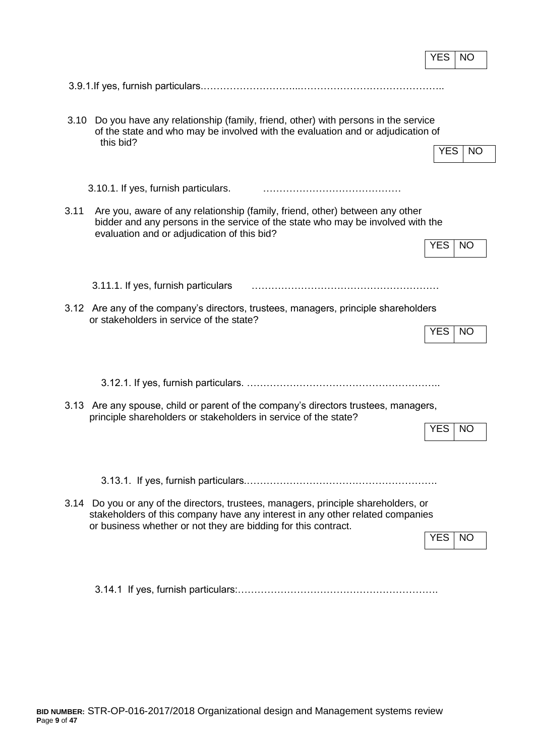| YES | NO |
|---|---|

3.9.1.If yes, furnish particulars.…………………………...……………………………………..

3.10 Do you have any relationship (family, friend, other) with persons in the service of the state and who may be involved with the evaluation and or adjudication of this bid?

| YES | NO |
|---|---|

3.10.1. If yes, furnish particulars. ……………………………………

3.11 Are you, aware of any relationship (family, friend, other) between any other bidder and any persons in the service of the state who may be involved with the evaluation and or adjudication of this bid?

| YES | NO |
|---|---|

3.11.1. If yes, furnish particulars …………………………………………………

3.12 Are any of the company's directors, trustees, managers, principle shareholders or stakeholders in service of the state?

| YES | NO |
|---|---|

3.12.1. If yes, furnish particulars. ………………………………………………..……..

3.13 Are any spouse, child or parent of the company's directors trustees, managers, principle shareholders or stakeholders in service of the state?

| YES | NO |
|---|---|

3.13.1. If yes, furnish particulars.……………………………………………………….

3.14 Do you or any of the directors, trustees, managers, principle shareholders, or stakeholders of this company have any interest in any other related companies or business whether or not they are bidding for this contract.

| YES | NO |
|---|---|

3.14.1 If yes, furnish particulars:…………………………………………………….

**BID NUMBER:** STR-OP-016-2017/2018 Organizational design and Management systems review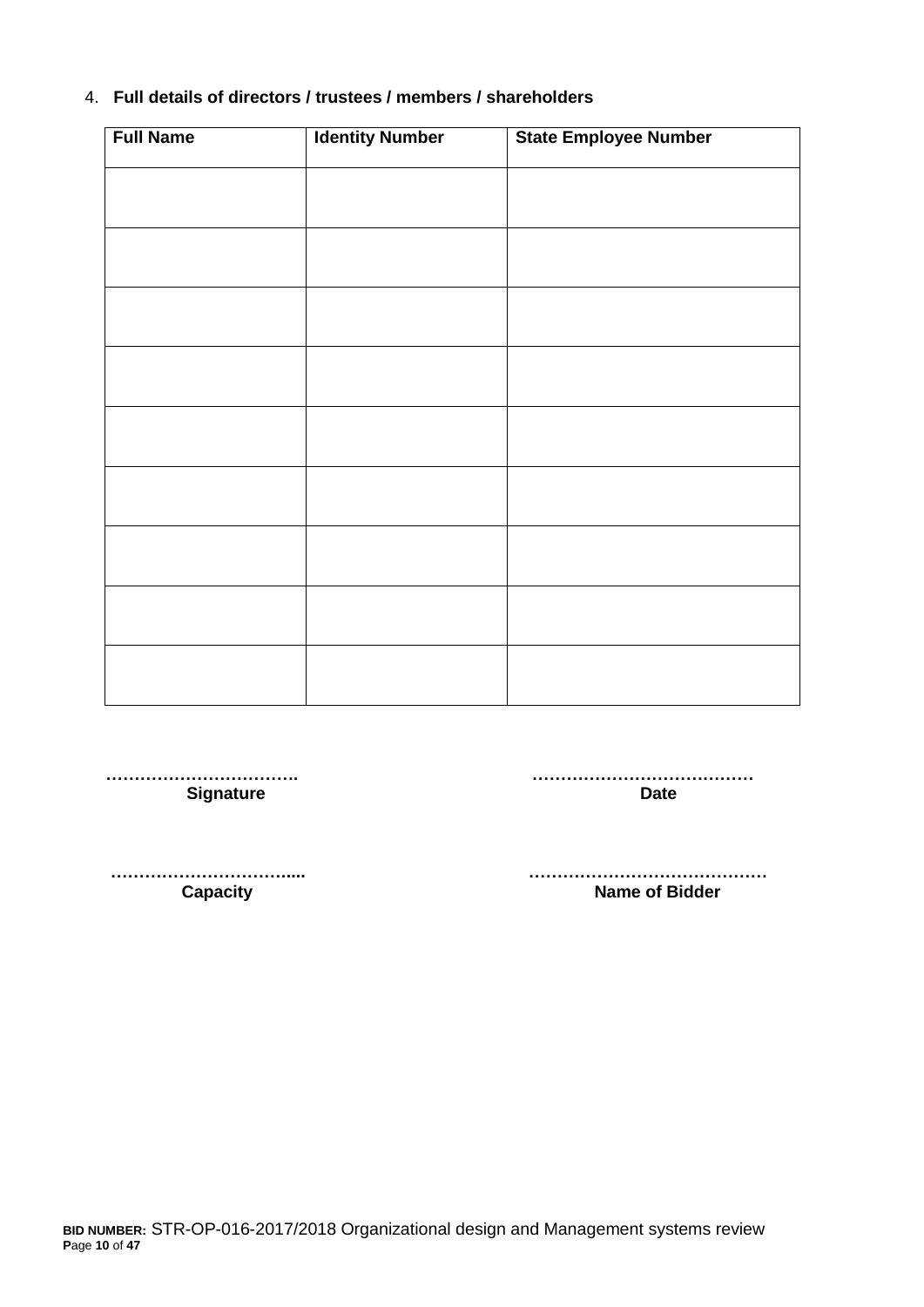4. **Full details of directors / trustees / members / shareholders**

| Full Name | Identity Number | State Employee Number |
|---|---|---|
| | | |
| | | |
| | | |
| | | |
| | | |
| | | |
| | | |
| | | |
| | | |

……………………………. 
**Signature**

…………………………………
**Date**

…………………………….... 
**Capacity**

……………………………………
**Name of Bidder**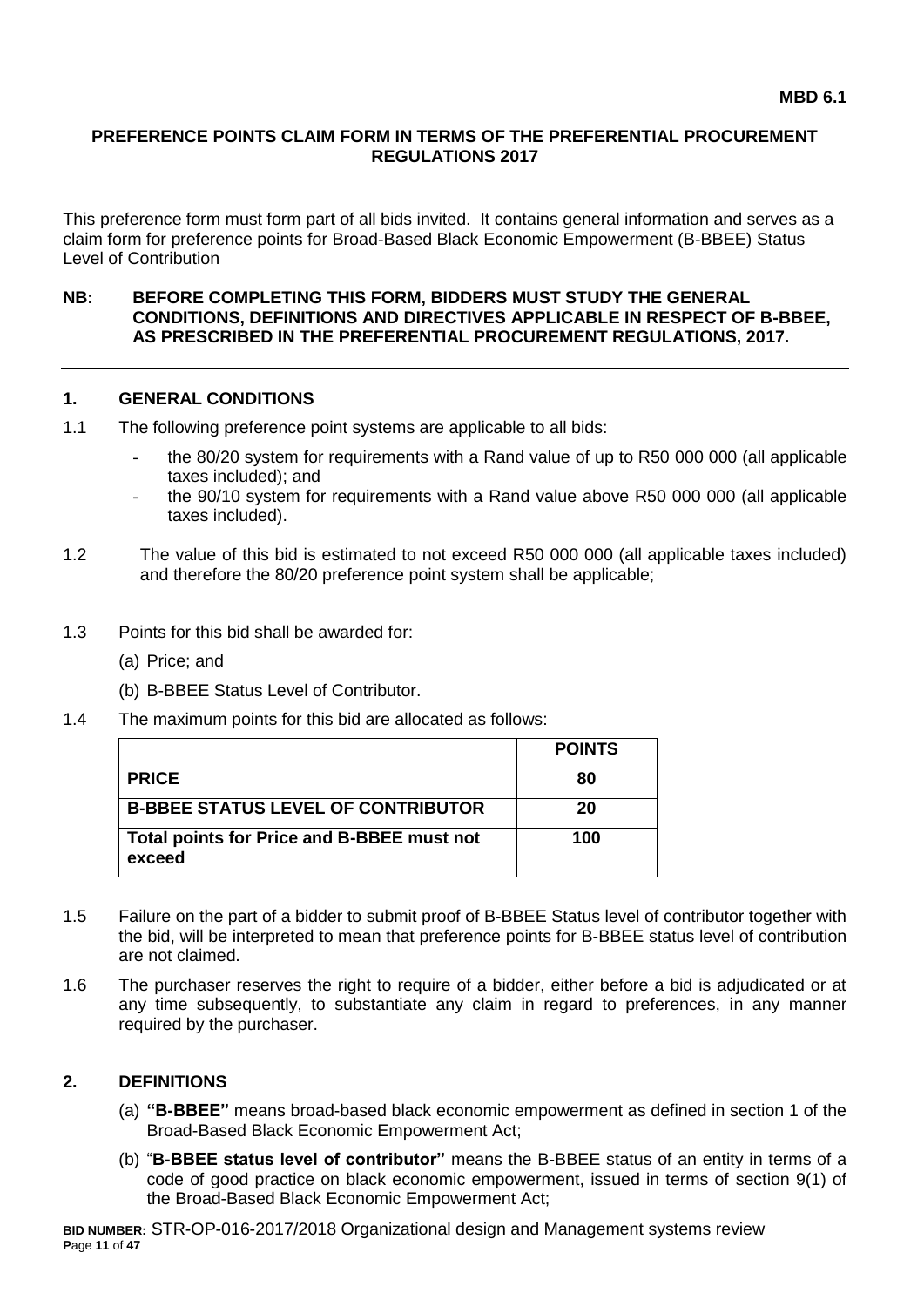**MBD 6.1**

# PREFERENCE POINTS CLAIM FORM IN TERMS OF THE PREFERENTIAL PROCUREMENT REGULATIONS 2017

This preference form must form part of all bids invited. It contains general information and serves as a claim form for preference points for Broad-Based Black Economic Empowerment (B-BBEE) Status Level of Contribution

**NB: BEFORE COMPLETING THIS FORM, BIDDERS MUST STUDY THE GENERAL CONDITIONS, DEFINITIONS AND DIRECTIVES APPLICABLE IN RESPECT OF B-BBEE, AS PRESCRIBED IN THE PREFERENTIAL PROCUREMENT REGULATIONS, 2017.**

## 1. GENERAL CONDITIONS

1.1 The following preference point systems are applicable to all bids:

- the 80/20 system for requirements with a Rand value of up to R50 000 000 (all applicable taxes included); and
- the 90/10 system for requirements with a Rand value above R50 000 000 (all applicable taxes included).

1.2 The value of this bid is estimated to not exceed R50 000 000 (all applicable taxes included) and therefore the 80/20 preference point system shall be applicable;

1.3 Points for this bid shall be awarded for:

(a) Price; and

(b) B-BBEE Status Level of Contributor.

1.4 The maximum points for this bid are allocated as follows:

| | POINTS |
|---|---|
| **PRICE** | **80** |
| **B-BBEE STATUS LEVEL OF CONTRIBUTOR** | **20** |
| **Total points for Price and B-BBEE must not exceed** | **100** |

1.5 Failure on the part of a bidder to submit proof of B-BBEE Status level of contributor together with the bid, will be interpreted to mean that preference points for B-BBEE status level of contribution are not claimed.

1.6 The purchaser reserves the right to require of a bidder, either before a bid is adjudicated or at any time subsequently, to substantiate any claim in regard to preferences, in any manner required by the purchaser.

## 2. DEFINITIONS

(a) **"B-BBEE"** means broad-based black economic empowerment as defined in section 1 of the Broad-Based Black Economic Empowerment Act;

(b) "**B-BBEE status level of contributor"** means the B-BBEE status of an entity in terms of a code of good practice on black economic empowerment, issued in terms of section 9(1) of the Broad-Based Black Economic Empowerment Act;

**BID NUMBER:** STR-OP-016-2017/2018 Organizational design and Management systems review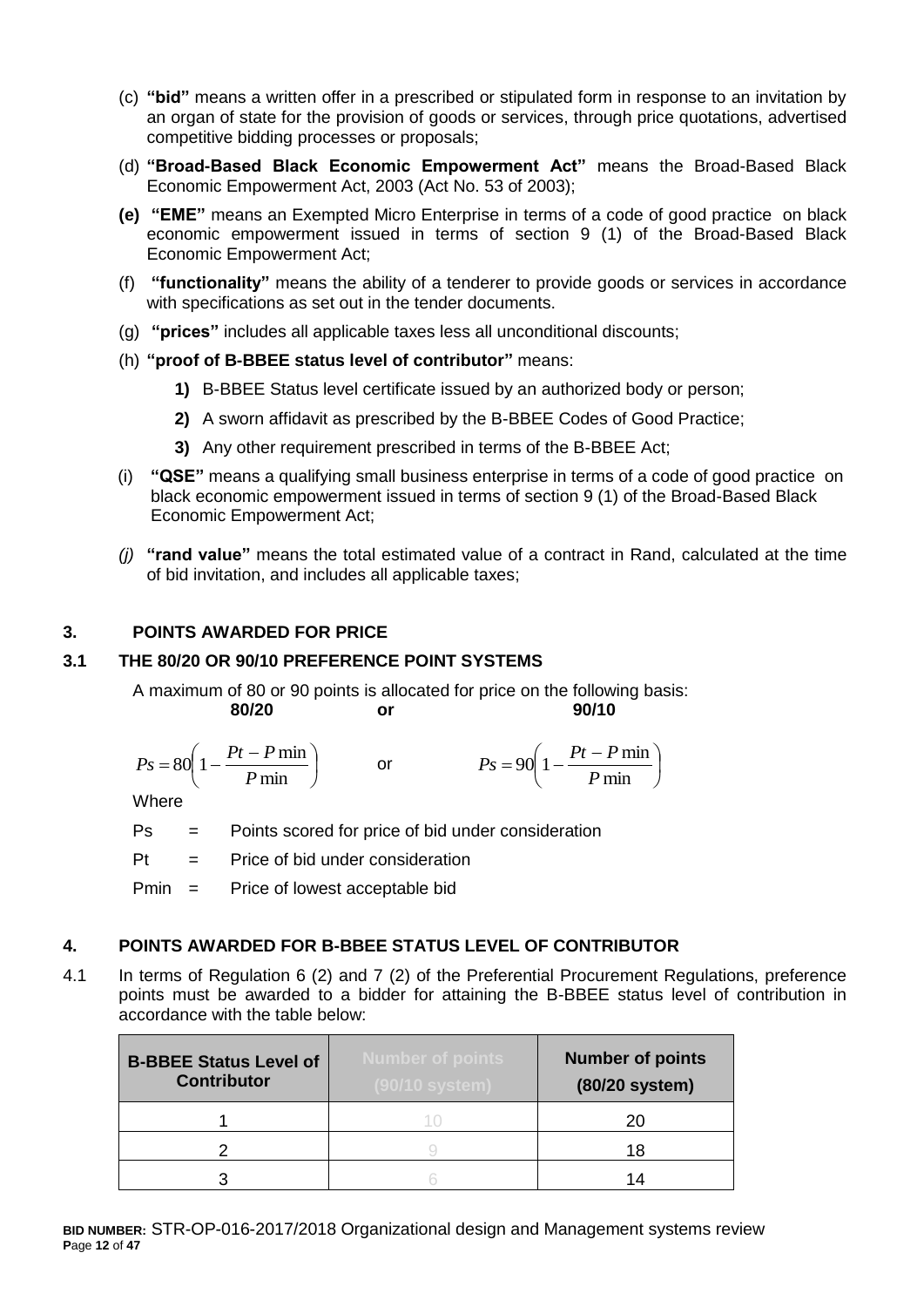(c) **"bid"** means a written offer in a prescribed or stipulated form in response to an invitation by an organ of state for the provision of goods or services, through price quotations, advertised competitive bidding processes or proposals;

(d) **"Broad-Based Black Economic Empowerment Act"** means the Broad-Based Black Economic Empowerment Act, 2003 (Act No. 53 of 2003);

**(e) "EME"** means an Exempted Micro Enterprise in terms of a code of good practice on black economic empowerment issued in terms of section 9 (1) of the Broad-Based Black Economic Empowerment Act;

(f) **"functionality"** means the ability of a tenderer to provide goods or services in accordance with specifications as set out in the tender documents.

(g) **"prices"** includes all applicable taxes less all unconditional discounts;

(h) **"proof of B-BBEE status level of contributor"** means:

**1)** B-BBEE Status level certificate issued by an authorized body or person;

**2)** A sworn affidavit as prescribed by the B-BBEE Codes of Good Practice;

**3)** Any other requirement prescribed in terms of the B-BBEE Act;

(i) **"QSE"** means a qualifying small business enterprise in terms of a code of good practice on black economic empowerment issued in terms of section 9 (1) of the Broad-Based Black Economic Empowerment Act;

*(j)* **"rand value"** means the total estimated value of a contract in Rand, calculated at the time of bid invitation, and includes all applicable taxes;

## 3. POINTS AWARDED FOR PRICE

### 3.1 THE 80/20 OR 90/10 PREFERENCE POINT SYSTEMS

A maximum of 80 or 90 points is allocated for price on the following basis:

**80/20** **or** **90/10**

$$Ps = 80\left(1 - \frac{Pt - P\min}{P\min}\right) \quad \text{or} \quad Ps = 90\left(1 - \frac{Pt - P\min}{P\min}\right)$$

Where

Ps = Points scored for price of bid under consideration

Pt = Price of bid under consideration

Pmin = Price of lowest acceptable bid

## 4. POINTS AWARDED FOR B-BBEE STATUS LEVEL OF CONTRIBUTOR

4.1 In terms of Regulation 6 (2) and 7 (2) of the Preferential Procurement Regulations, preference points must be awarded to a bidder for attaining the B-BBEE status level of contribution in accordance with the table below:

| B-BBEE Status Level of Contributor | Number of points (90/10 system) | Number of points (80/20 system) |
|---|---|---|
| 1 | 10 | 20 |
| 2 | 9 | 18 |
| 3 | 6 | 14 |

**BID NUMBER:** STR-OP-016-2017/2018 Organizational design and Management systems review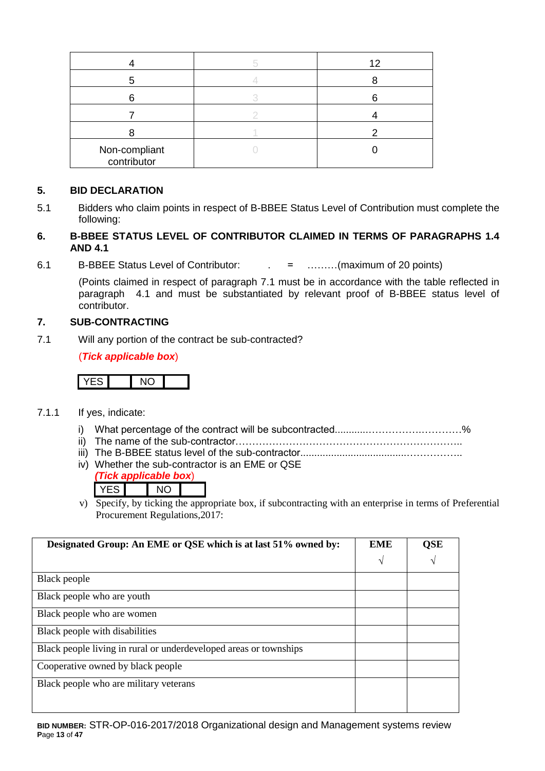| 4 | 5 | 12 |
|---|---|---|
| 5 | 4 | 8 |
| 6 | 3 | 6 |
| 7 | 2 | 4 |
| 8 | 1 | 2 |
| Non-compliant contributor | 0 | 0 |

## 5. BID DECLARATION

5.1 Bidders who claim points in respect of B-BBEE Status Level of Contribution must complete the following:

## 6. B-BBEE STATUS LEVEL OF CONTRIBUTOR CLAIMED IN TERMS OF PARAGRAPHS 1.4 AND 4.1

6.1 B-BBEE Status Level of Contributor: . = ………(maximum of 20 points)

(Points claimed in respect of paragraph 7.1 must be in accordance with the table reflected in paragraph 4.1 and must be substantiated by relevant proof of B-BBEE status level of contributor.

## 7. SUB-CONTRACTING

7.1 Will any portion of the contract be sub-contracted?

(***Tick applicable box***)

| YES | | NO | |
|---|---|---|---|

7.1.1 If yes, indicate:

i) What percentage of the contract will be subcontracted............…………….…………%
ii) The name of the sub-contractor…………………………………………………………..
iii) The B-BBEE status level of the sub-contractor......................................……………..
iv) Whether the sub-contractor is an EME or QSE
(***Tick applicable box***)

| YES | | NO | |
|---|---|---|---|

v) Specify, by ticking the appropriate box, if subcontracting with an enterprise in terms of Preferential Procurement Regulations,2017:

| Designated Group: An EME or QSE which is at last 51% owned by: | EME √ | QSE √ |
|---|---|---|
| Black people | | |
| Black people who are youth | | |
| Black people who are women | | |
| Black people with disabilities | | |
| Black people living in rural or underdeveloped areas or townships | | |
| Cooperative owned by black people | | |
| Black people who are military veterans | | |

**BID NUMBER:** STR-OP-016-2017/2018 Organizational design and Management systems review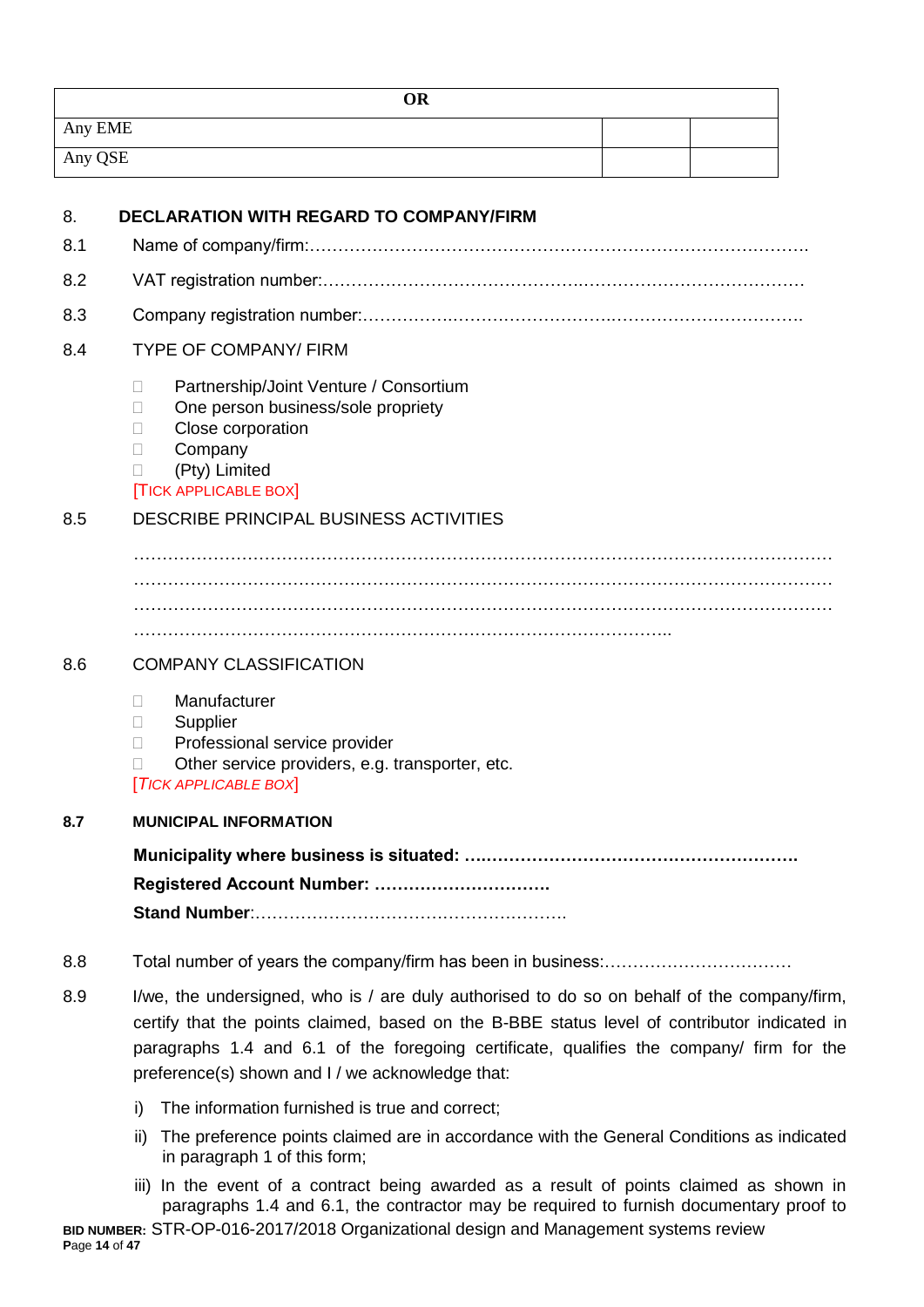| OR | | |
|---|---|---|
| Any EME | | |
| Any QSE | | |

## 8. DECLARATION WITH REGARD TO COMPANY/FIRM

8.1 Name of company/firm:…………………………………………………………………………….

8.2 VAT registration number:……………………………………….…………………………………

8.3 Company registration number:…………….……………………….…………………………….

8.4 TYPE OF COMPANY/ FIRM

- ☐ Partnership/Joint Venture / Consortium
- ☐ One person business/sole propriety
- ☐ Close corporation
- ☐ Company
- ☐ (Pty) Limited

[TICK APPLICABLE BOX]

8.5 DESCRIBE PRINCIPAL BUSINESS ACTIVITIES

…………………………………………………………………………………………………………
…………………………………………………………………………………………………………
…………………………………………………………………………………………………………
………………………………………………………………………………..

8.6 COMPANY CLASSIFICATION

- ☐ Manufacturer
- ☐ Supplier
- ☐ Professional service provider
- ☐ Other service providers, e.g. transporter, etc.

[*TICK APPLICABLE BOX*]

**8.7 MUNICIPAL INFORMATION**

**Municipality where business is situated: ….………………………………………………**

**Registered Account Number: ………………………….**

**Stand Number**:……………………………………………….

8.8 Total number of years the company/firm has been in business:……………………………

8.9 I/we, the undersigned, who is / are duly authorised to do so on behalf of the company/firm, certify that the points claimed, based on the B-BBE status level of contributor indicated in paragraphs 1.4 and 6.1 of the foregoing certificate, qualifies the company/ firm for the preference(s) shown and I / we acknowledge that:

i) The information furnished is true and correct;

ii) The preference points claimed are in accordance with the General Conditions as indicated in paragraph 1 of this form;

iii) In the event of a contract being awarded as a result of points claimed as shown in paragraphs 1.4 and 6.1, the contractor may be required to furnish documentary proof to

**BID NUMBER:** STR-OP-016-2017/2018 Organizational design and Management systems review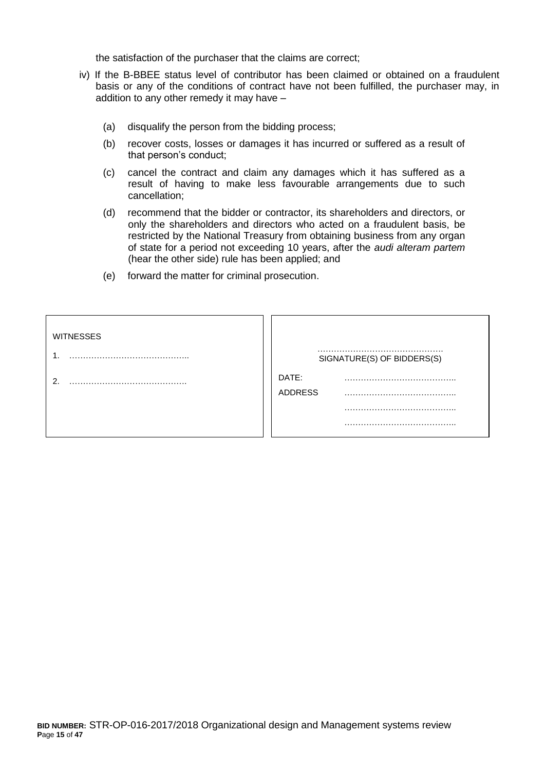the satisfaction of the purchaser that the claims are correct;

iv) If the B-BBEE status level of contributor has been claimed or obtained on a fraudulent basis or any of the conditions of contract have not been fulfilled, the purchaser may, in addition to any other remedy it may have –

   (a) disqualify the person from the bidding process;

   (b) recover costs, losses or damages it has incurred or suffered as a result of that person's conduct;

   (c) cancel the contract and claim any damages which it has suffered as a result of having to make less favourable arrangements due to such cancellation;

   (d) recommend that the bidder or contractor, its shareholders and directors, or only the shareholders and directors who acted on a fraudulent basis, be restricted by the National Treasury from obtaining business from any organ of state for a period not exceeding 10 years, after the *audi alteram partem* (hear the other side) rule has been applied; and

   (e) forward the matter for criminal prosecution.

| WITNESSES | |
|---|---|
| 1. …………………………………….. | ………………………………………. SIGNATURE(S) OF BIDDERS(S) |
| 2. ……………………………………. | DATE: ………………………………….. |
| | ADDRESS ………………………………….. |
| | ………………………………….. |
| | ………………………………….. |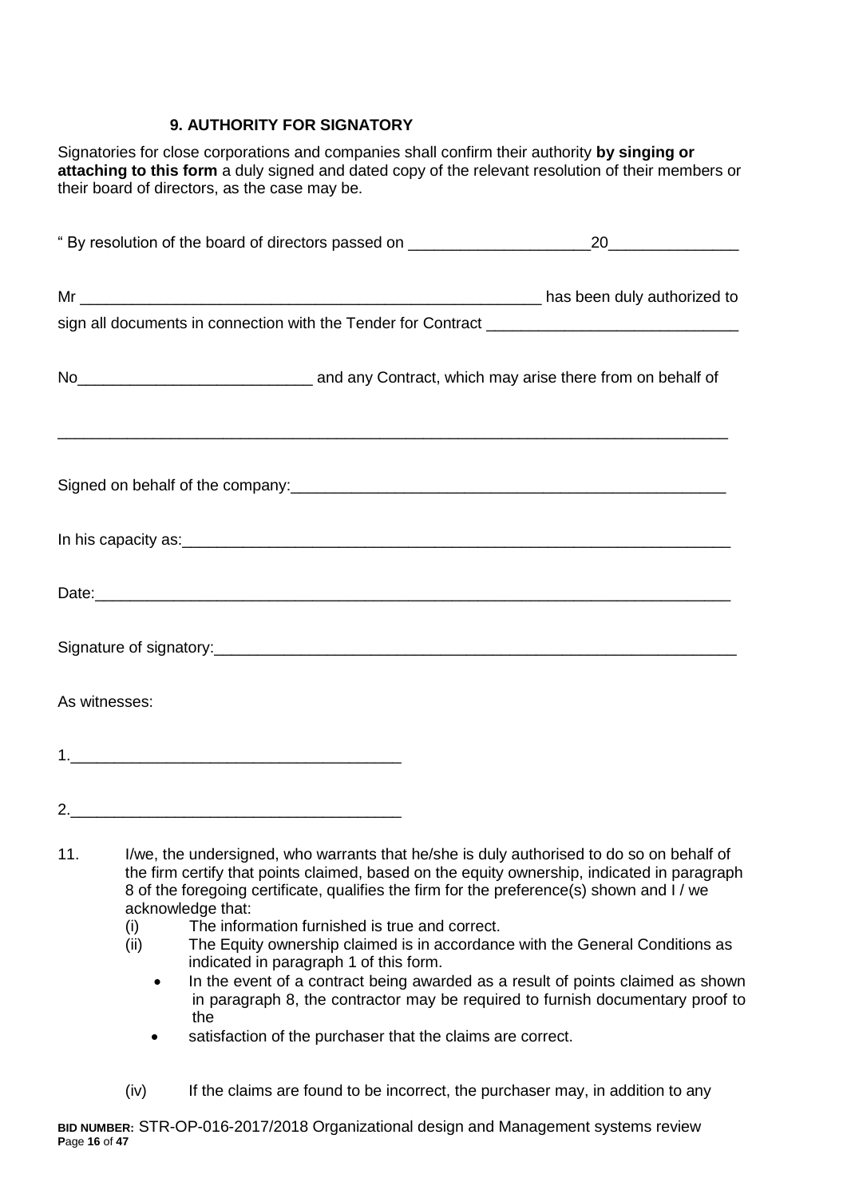## 9. AUTHORITY FOR SIGNATORY

Signatories for close corporations and companies shall confirm their authority **by singing or attaching to this form** a duly signed and dated copy of the relevant resolution of their members or their board of directors, as the case may be.

" By resolution of the board of directors passed on _____________________20_______________

Mr _______________________________________________________ has been duly authorized to sign all documents in connection with the Tender for Contract _____________________________

No___________________________ and any Contract, which may arise there from on behalf of

_________________________________________________________________________________

Signed on behalf of the company:_____________________________________________________

In his capacity as:_________________________________________________________________

Date:____________________________________________________________________________

Signature of signatory:______________________________________________________________

As witnesses:

1.______________________________________

2.______________________________________

11. I/we, the undersigned, who warrants that he/she is duly authorised to do so on behalf of the firm certify that points claimed, based on the equity ownership, indicated in paragraph 8 of the foregoing certificate, qualifies the firm for the preference(s) shown and I / we acknowledge that:
    (i) The information furnished is true and correct.
    (ii) The Equity ownership claimed is in accordance with the General Conditions as indicated in paragraph 1 of this form.
    - In the event of a contract being awarded as a result of points claimed as shown in paragraph 8, the contractor may be required to furnish documentary proof to the
    - satisfaction of the purchaser that the claims are correct.

    (iv) If the claims are found to be incorrect, the purchaser may, in addition to any

**BID NUMBER:** STR-OP-016-2017/2018 Organizational design and Management systems review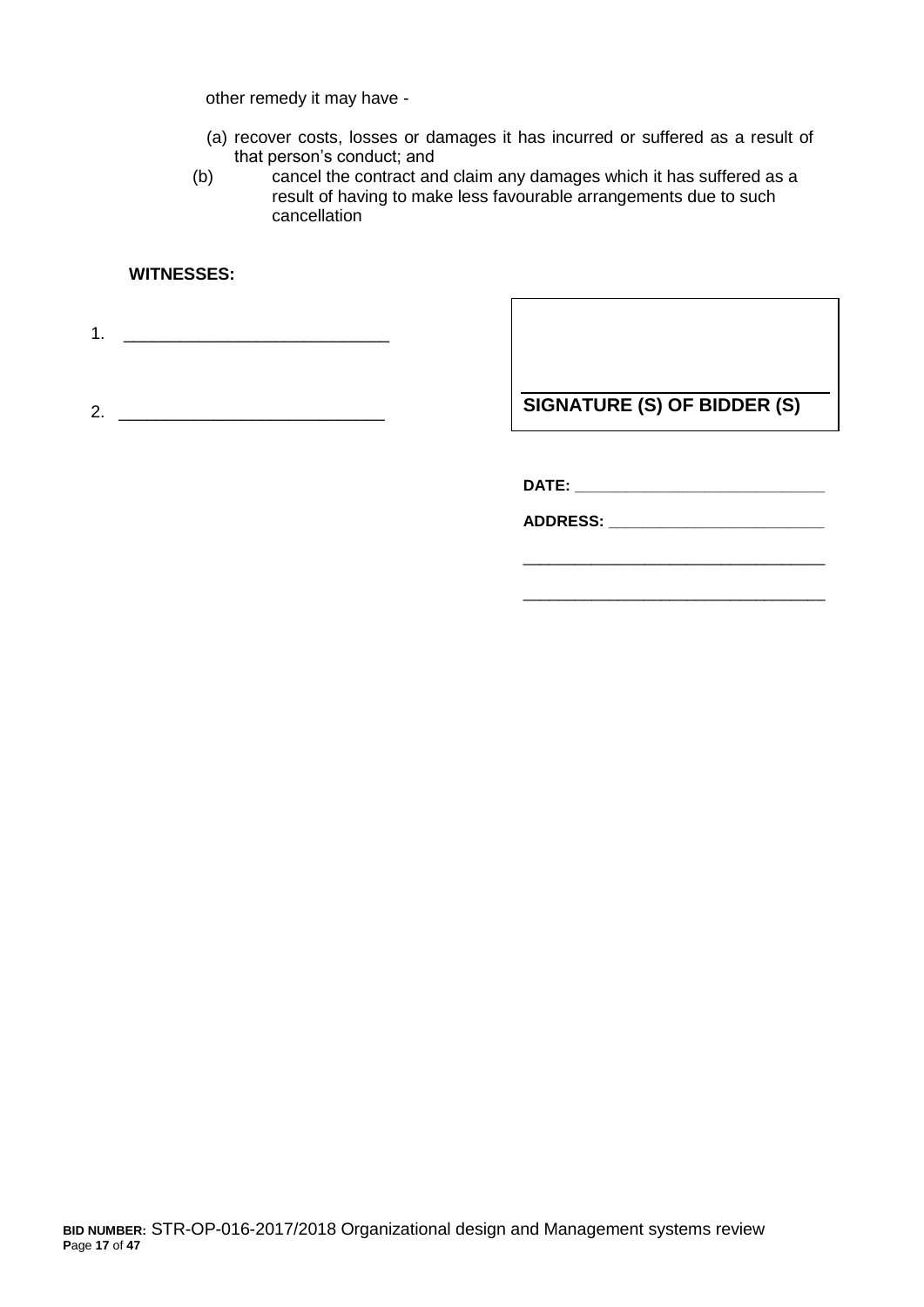other remedy it may have -

(a) recover costs, losses or damages it has incurred or suffered as a result of that person's conduct; and

(b) cancel the contract and claim any damages which it has suffered as a result of having to make less favourable arrangements due to such cancellation

**WITNESSES:**

1. ____________________________

2. ____________________________

| |
|---|
| ______________________________ |
| **SIGNATURE (S) OF BIDDER (S)** |

**DATE:** ____________________________

**ADDRESS:** _________________________

___________________________________

___________________________________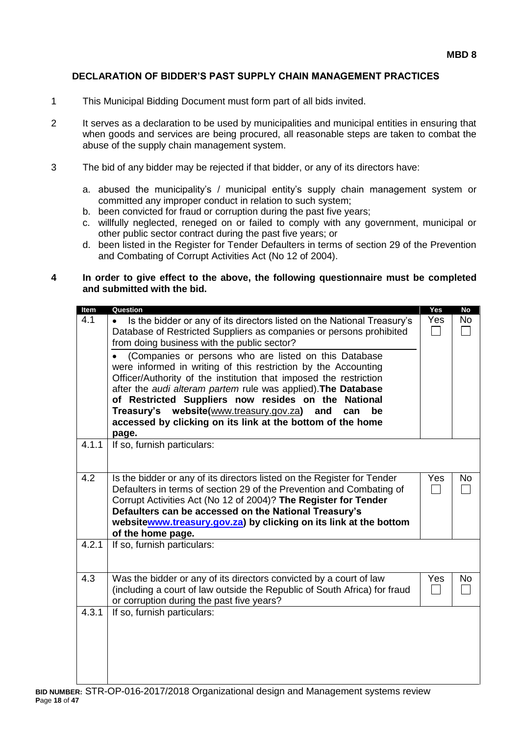**MBD 8**

## DECLARATION OF BIDDER'S PAST SUPPLY CHAIN MANAGEMENT PRACTICES

1. This Municipal Bidding Document must form part of all bids invited.

2. It serves as a declaration to be used by municipalities and municipal entities in ensuring that when goods and services are being procured, all reasonable steps are taken to combat the abuse of the supply chain management system.

3. The bid of any bidder may be rejected if that bidder, or any of its directors have:

   a. abused the municipality's / municipal entity's supply chain management system or committed any improper conduct in relation to such system;
   b. been convicted for fraud or corruption during the past five years;
   c. willfully neglected, reneged on or failed to comply with any government, municipal or other public sector contract during the past five years; or
   d. been listed in the Register for Tender Defaulters in terms of section 29 of the Prevention and Combating of Corrupt Activities Act (No 12 of 2004).

4. **In order to give effect to the above, the following questionnaire must be completed and submitted with the bid.**

| Item | Question | Yes | No |
|---|---|---|---|
| 4.1 | • Is the bidder or any of its directors listed on the National Treasury's Database of Restricted Suppliers as companies or persons prohibited from doing business with the public sector?<br>• (Companies or persons who are listed on this Database were informed in writing of this restriction by the Accounting Officer/Authority of the institution that imposed the restriction after the *audi alteram partem* rule was applied). **The Database of Restricted Suppliers now resides on the National Treasury's website(**www.treasury.gov.za**) and can be accessed by clicking on its link at the bottom of the home page.** | Yes ☐ | No ☐ |
| 4.1.1 | If so, furnish particulars: | | |
| 4.2 | Is the bidder or any of its directors listed on the Register for Tender Defaulters in terms of section 29 of the Prevention and Combating of Corrupt Activities Act (No 12 of 2004)? **The Register for Tender Defaulters can be accessed on the National Treasury's websitewww.treasury.gov.za) by clicking on its link at the bottom of the home page.** | Yes ☐ | No ☐ |
| 4.2.1 | If so, furnish particulars: | | |
| 4.3 | Was the bidder or any of its directors convicted by a court of law (including a court of law outside the Republic of South Africa) for fraud or corruption during the past five years? | Yes ☐ | No ☐ |
| 4.3.1 | If so, furnish particulars: | | |

**BID NUMBER:** STR-OP-016-2017/2018 Organizational design and Management systems review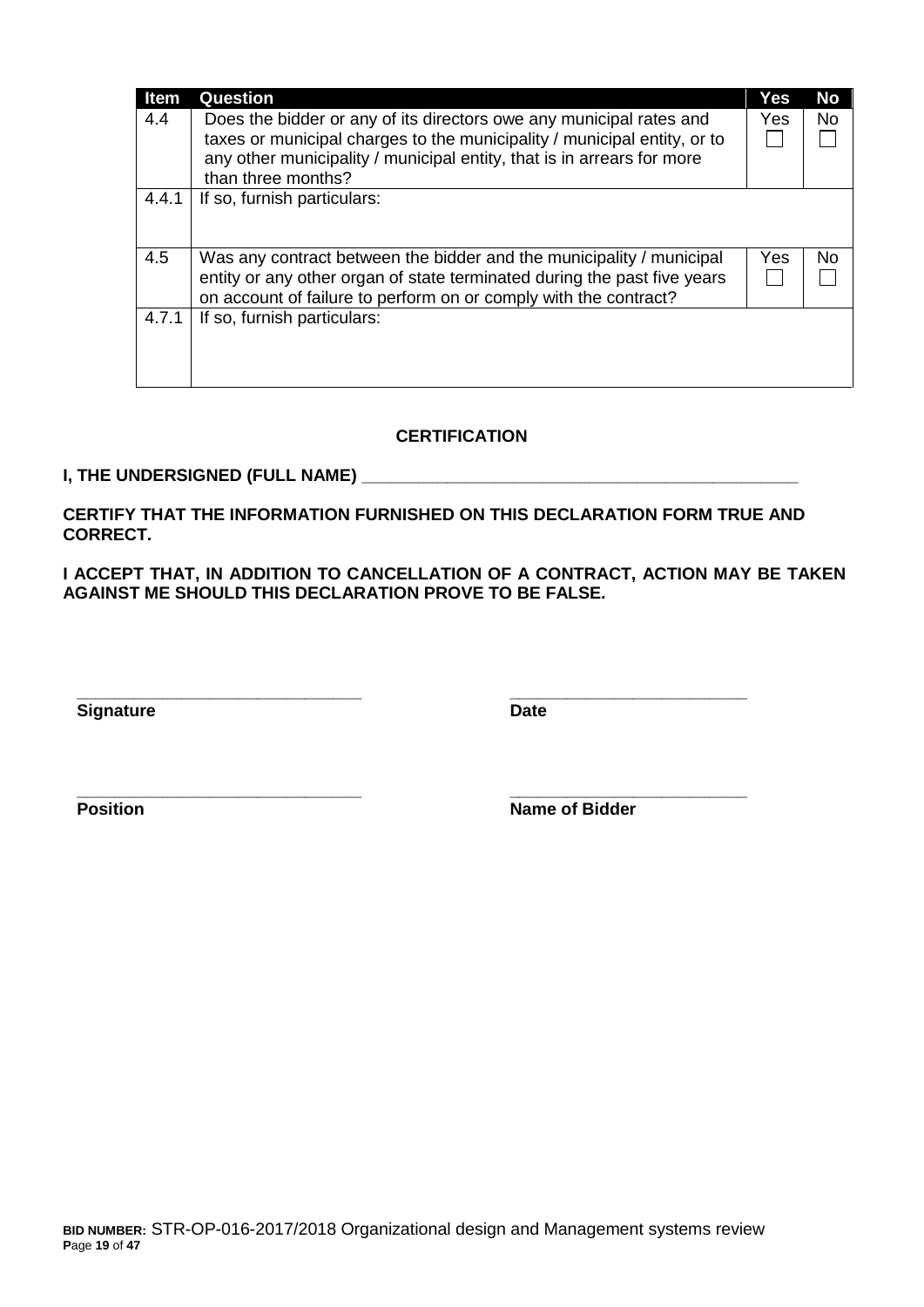| Item | Question | Yes | No |
|---|---|---|---|
| 4.4 | Does the bidder or any of its directors owe any municipal rates and taxes or municipal charges to the municipality / municipal entity, or to any other municipality / municipal entity, that is in arrears for more than three months? | Yes ☐ | No ☐ |
| 4.4.1 | If so, furnish particulars: | | |
| 4.5 | Was any contract between the bidder and the municipality / municipal entity or any other organ of state terminated during the past five years on account of failure to perform on or comply with the contract? | Yes ☐ | No ☐ |
| 4.7.1 | If so, furnish particulars: | | |

**CERTIFICATION**

**I, THE UNDERSIGNED (FULL NAME) ______________________________________________**

**CERTIFY THAT THE INFORMATION FURNISHED ON THIS DECLARATION FORM TRUE AND CORRECT.**

**I ACCEPT THAT, IN ADDITION TO CANCELLATION OF A CONTRACT, ACTION MAY BE TAKEN AGAINST ME SHOULD THIS DECLARATION PROVE TO BE FALSE.**

_____________________________ &nbsp;&nbsp;&nbsp;&nbsp; _________________________

**Signature** &nbsp;&nbsp;&nbsp;&nbsp; **Date**

_____________________________ &nbsp;&nbsp;&nbsp;&nbsp; _________________________

**Position** &nbsp;&nbsp;&nbsp;&nbsp; **Name of Bidder**

**BID NUMBER:** STR-OP-016-2017/2018 Organizational design and Management systems review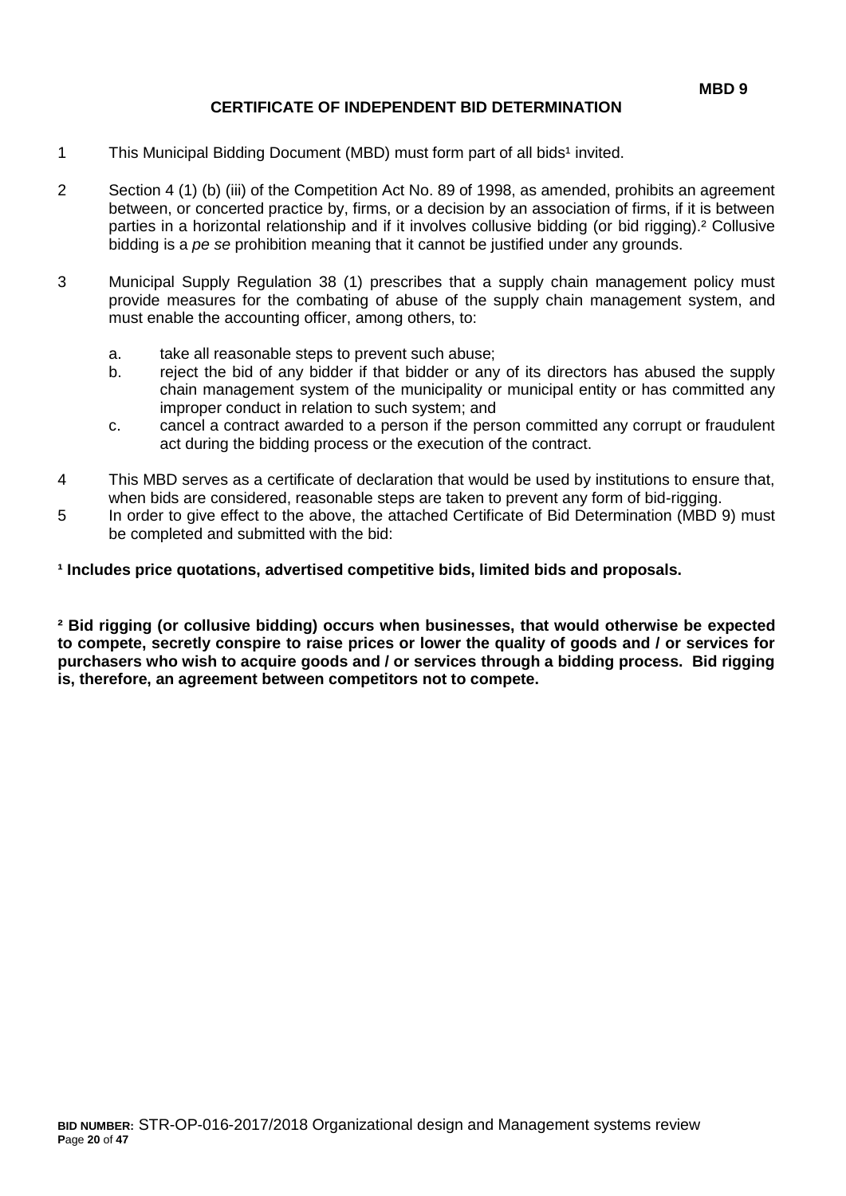**MBD 9**

# CERTIFICATE OF INDEPENDENT BID DETERMINATION

1. This Municipal Bidding Document (MBD) must form part of all bids[1] invited.

2. Section 4 (1) (b) (iii) of the Competition Act No. 89 of 1998, as amended, prohibits an agreement between, or concerted practice by, firms, or a decision by an association of firms, if it is between parties in a horizontal relationship and if it involves collusive bidding (or bid rigging).[2] Collusive bidding is a *pe se* prohibition meaning that it cannot be justified under any grounds.

3. Municipal Supply Regulation 38 (1) prescribes that a supply chain management policy must provide measures for the combating of abuse of the supply chain management system, and must enable the accounting officer, among others, to:

   a. take all reasonable steps to prevent such abuse;
   b. reject the bid of any bidder if that bidder or any of its directors has abused the supply chain management system of the municipality or municipal entity or has committed any improper conduct in relation to such system; and
   c. cancel a contract awarded to a person if the person committed any corrupt or fraudulent act during the bidding process or the execution of the contract.

4. This MBD serves as a certificate of declaration that would be used by institutions to ensure that, when bids are considered, reasonable steps are taken to prevent any form of bid-rigging.
5. In order to give effect to the above, the attached Certificate of Bid Determination (MBD 9) must be completed and submitted with the bid:

**[1] Includes price quotations, advertised competitive bids, limited bids and proposals.**

**[2] Bid rigging (or collusive bidding) occurs when businesses, that would otherwise be expected to compete, secretly conspire to raise prices or lower the quality of goods and / or services for purchasers who wish to acquire goods and / or services through a bidding process. Bid rigging is, therefore, an agreement between competitors not to compete.**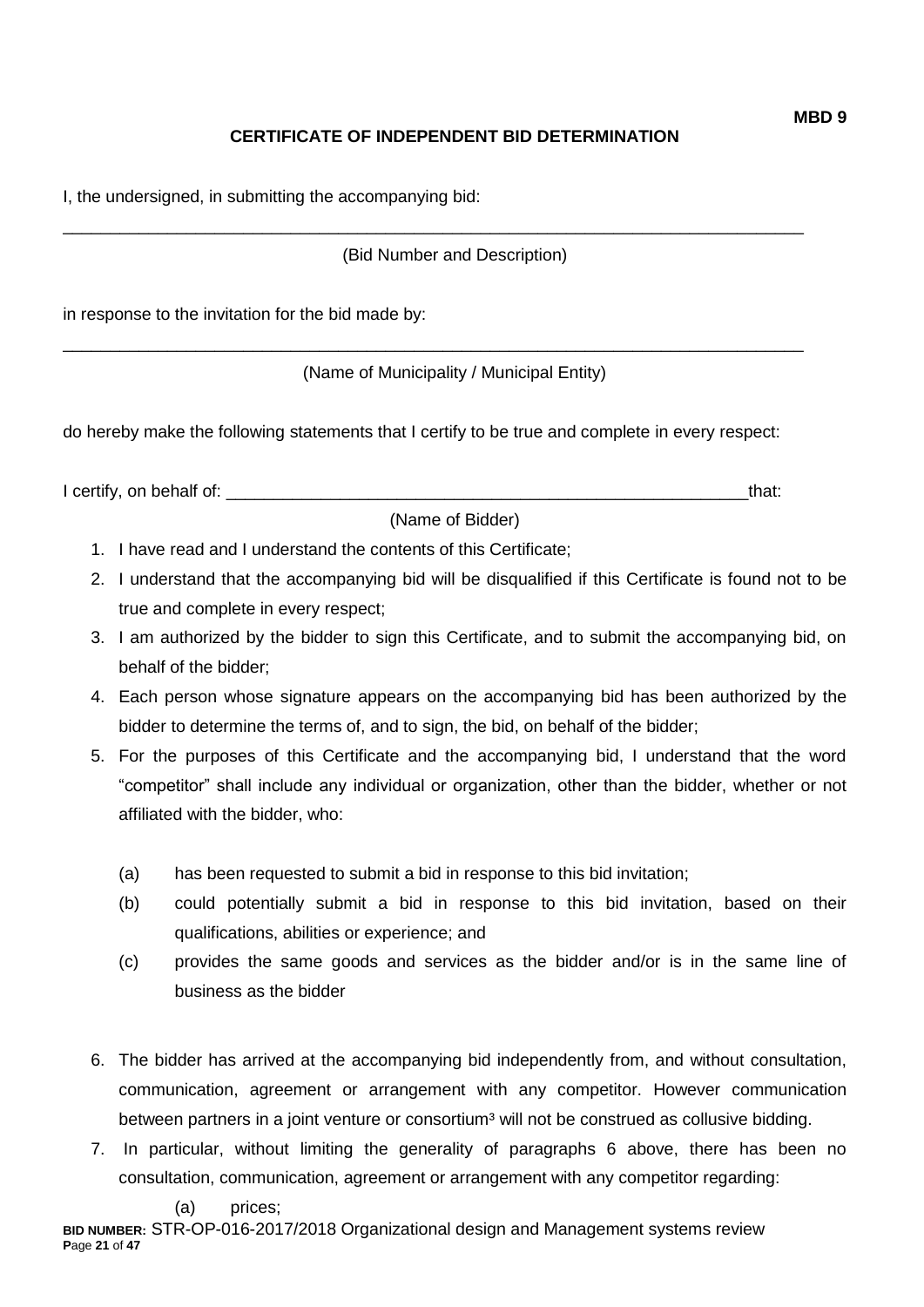**MBD 9**

## CERTIFICATE OF INDEPENDENT BID DETERMINATION

I, the undersigned, in submitting the accompanying bid:

_______________________________________________________________________________

(Bid Number and Description)

in response to the invitation for the bid made by:

_______________________________________________________________________________

(Name of Municipality / Municipal Entity)

do hereby make the following statements that I certify to be true and complete in every respect:

I certify, on behalf of: _______________________________________________________that:

(Name of Bidder)

1. I have read and I understand the contents of this Certificate;
2. I understand that the accompanying bid will be disqualified if this Certificate is found not to be true and complete in every respect;
3. I am authorized by the bidder to sign this Certificate, and to submit the accompanying bid, on behalf of the bidder;
4. Each person whose signature appears on the accompanying bid has been authorized by the bidder to determine the terms of, and to sign, the bid, on behalf of the bidder;
5. For the purposes of this Certificate and the accompanying bid, I understand that the word "competitor" shall include any individual or organization, other than the bidder, whether or not affiliated with the bidder, who:

   (a) has been requested to submit a bid in response to this bid invitation;

   (b) could potentially submit a bid in response to this bid invitation, based on their qualifications, abilities or experience; and

   (c) provides the same goods and services as the bidder and/or is in the same line of business as the bidder

6. The bidder has arrived at the accompanying bid independently from, and without consultation, communication, agreement or arrangement with any competitor. However communication between partners in a joint venture or consortium[3] will not be construed as collusive bidding.
7. In particular, without limiting the generality of paragraphs 6 above, there has been no consultation, communication, agreement or arrangement with any competitor regarding:

   (a) prices;

**BID NUMBER:** STR-OP-016-2017/2018 Organizational design and Management systems review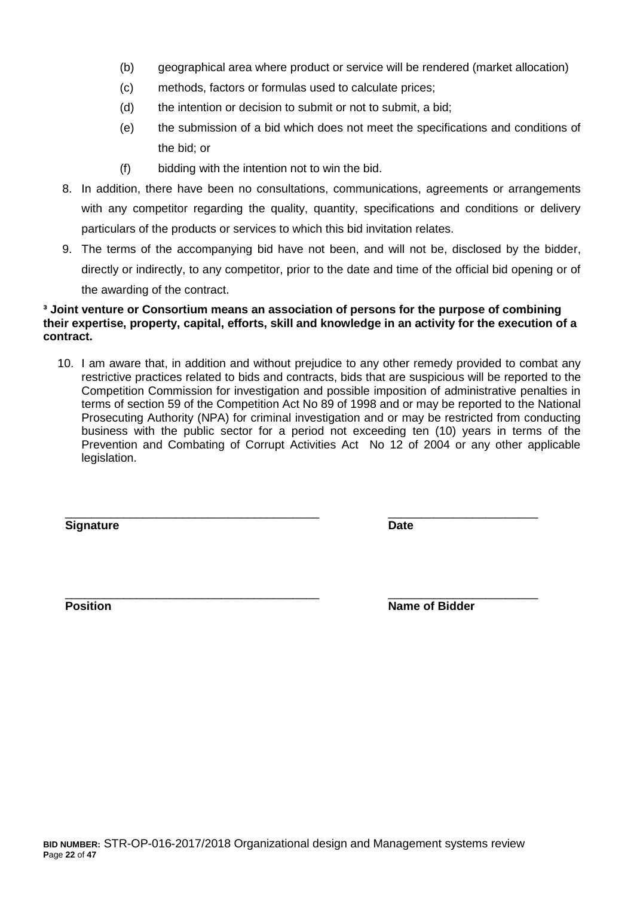(b) geographical area where product or service will be rendered (market allocation)

(c) methods, factors or formulas used to calculate prices;

(d) the intention or decision to submit or not to submit, a bid;

(e) the submission of a bid which does not meet the specifications and conditions of the bid; or

(f) bidding with the intention not to win the bid.

8. In addition, there have been no consultations, communications, agreements or arrangements with any competitor regarding the quality, quantity, specifications and conditions or delivery particulars of the products or services to which this bid invitation relates.

9. The terms of the accompanying bid have not been, and will not be, disclosed by the bidder, directly or indirectly, to any competitor, prior to the date and time of the official bid opening or of the awarding of the contract.

**[3] Joint venture or Consortium means an association of persons for the purpose of combining their expertise, property, capital, efforts, skill and knowledge in an activity for the execution of a contract.**

10. I am aware that, in addition and without prejudice to any other remedy provided to combat any restrictive practices related to bids and contracts, bids that are suspicious will be reported to the Competition Commission for investigation and possible imposition of administrative penalties in terms of section 59 of the Competition Act No 89 of 1998 and or may be reported to the National Prosecuting Authority (NPA) for criminal investigation and or may be restricted from conducting business with the public sector for a period not exceeding ten (10) years in terms of the Prevention and Combating of Corrupt Activities Act No 12 of 2004 or any other applicable legislation.

\_\_\_\_\_\_\_\_\_\_\_\_\_\_\_\_\_\_\_\_\_\_\_\_\_\_\_\_\_\_\_\_\_\_\_\_\_\_\_ \_\_\_\_\_\_\_\_\_\_\_\_\_\_\_\_\_\_\_\_\_\_\_

**Signature** **Date**

\_\_\_\_\_\_\_\_\_\_\_\_\_\_\_\_\_\_\_\_\_\_\_\_\_\_\_\_\_\_\_\_\_\_\_\_\_\_\_ \_\_\_\_\_\_\_\_\_\_\_\_\_\_\_\_\_\_\_\_\_\_\_

**Position** **Name of Bidder**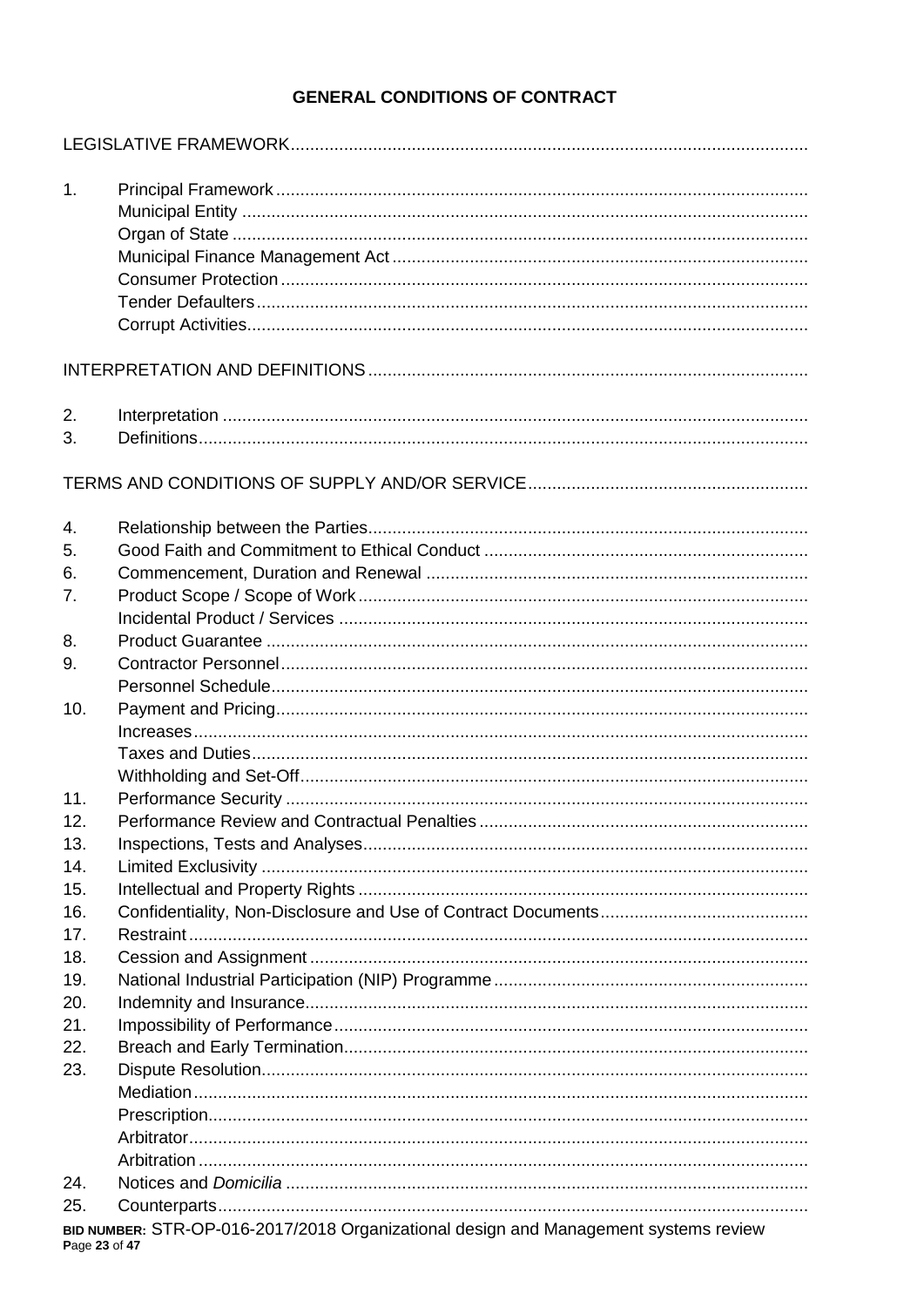# GENERAL CONDITIONS OF CONTRACT

LEGISLATIVE FRAMEWORK

1. Principal Framework
   - Municipal Entity
   - Organ of State
   - Municipal Finance Management Act
   - Consumer Protection
   - Tender Defaulters
   - Corrupt Activities

INTERPRETATION AND DEFINITIONS

2. Interpretation
3. Definitions

TERMS AND CONDITIONS OF SUPPLY AND/OR SERVICE

4. Relationship between the Parties
5. Good Faith and Commitment to Ethical Conduct
6. Commencement, Duration and Renewal
7. Product Scope / Scope of Work
   - Incidental Product / Services
8. Product Guarantee
9. Contractor Personnel
   - Personnel Schedule
10. Payment and Pricing
    - Increases
    - Taxes and Duties
    - Withholding and Set-Off
11. Performance Security
12. Performance Review and Contractual Penalties
13. Inspections, Tests and Analyses
14. Limited Exclusivity
15. Intellectual and Property Rights
16. Confidentiality, Non-Disclosure and Use of Contract Documents
17. Restraint
18. Cession and Assignment
19. National Industrial Participation (NIP) Programme
20. Indemnity and Insurance
21. Impossibility of Performance
22. Breach and Early Termination
23. Dispute Resolution
    - Mediation
    - Prescription
    - Arbitrator
    - Arbitration
24. Notices and *Domicilia*
25. Counterparts

**BID NUMBER:** STR-OP-016-2017/2018 Organizational design and Management systems review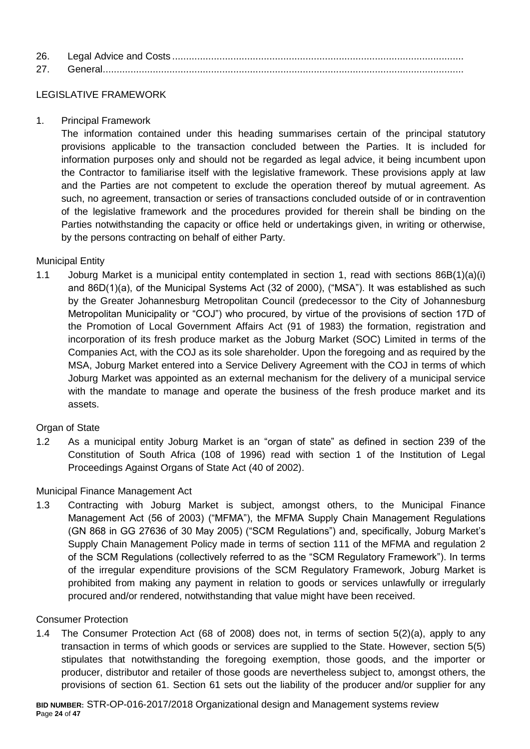26. Legal Advice and Costs .........................................................................................................
27. General.................................................................................................................................

LEGISLATIVE FRAMEWORK

1. Principal Framework

   The information contained under this heading summarises certain of the principal statutory provisions applicable to the transaction concluded between the Parties. It is included for information purposes only and should not be regarded as legal advice, it being incumbent upon the Contractor to familiarise itself with the legislative framework. These provisions apply at law and the Parties are not competent to exclude the operation thereof by mutual agreement. As such, no agreement, transaction or series of transactions concluded outside of or in contravention of the legislative framework and the procedures provided for therein shall be binding on the Parties notwithstanding the capacity or office held or undertakings given, in writing or otherwise, by the persons contracting on behalf of either Party.

Municipal Entity

1.1 Joburg Market is a municipal entity contemplated in section 1, read with sections 86B(1)(a)(i) and 86D(1)(a), of the Municipal Systems Act (32 of 2000), ("MSA"). It was established as such by the Greater Johannesburg Metropolitan Council (predecessor to the City of Johannesburg Metropolitan Municipality or "COJ") who procured, by virtue of the provisions of section 17D of the Promotion of Local Government Affairs Act (91 of 1983) the formation, registration and incorporation of its fresh produce market as the Joburg Market (SOC) Limited in terms of the Companies Act, with the COJ as its sole shareholder. Upon the foregoing and as required by the MSA, Joburg Market entered into a Service Delivery Agreement with the COJ in terms of which Joburg Market was appointed as an external mechanism for the delivery of a municipal service with the mandate to manage and operate the business of the fresh produce market and its assets.

Organ of State

1.2 As a municipal entity Joburg Market is an "organ of state" as defined in section 239 of the Constitution of South Africa (108 of 1996) read with section 1 of the Institution of Legal Proceedings Against Organs of State Act (40 of 2002).

Municipal Finance Management Act

1.3 Contracting with Joburg Market is subject, amongst others, to the Municipal Finance Management Act (56 of 2003) ("MFMA"), the MFMA Supply Chain Management Regulations (GN 868 in GG 27636 of 30 May 2005) ("SCM Regulations") and, specifically, Joburg Market's Supply Chain Management Policy made in terms of section 111 of the MFMA and regulation 2 of the SCM Regulations (collectively referred to as the "SCM Regulatory Framework"). In terms of the irregular expenditure provisions of the SCM Regulatory Framework, Joburg Market is prohibited from making any payment in relation to goods or services unlawfully or irregularly procured and/or rendered, notwithstanding that value might have been received.

Consumer Protection

1.4 The Consumer Protection Act (68 of 2008) does not, in terms of section 5(2)(a), apply to any transaction in terms of which goods or services are supplied to the State. However, section 5(5) stipulates that notwithstanding the foregoing exemption, those goods, and the importer or producer, distributor and retailer of those goods are nevertheless subject to, amongst others, the provisions of section 61. Section 61 sets out the liability of the producer and/or supplier for any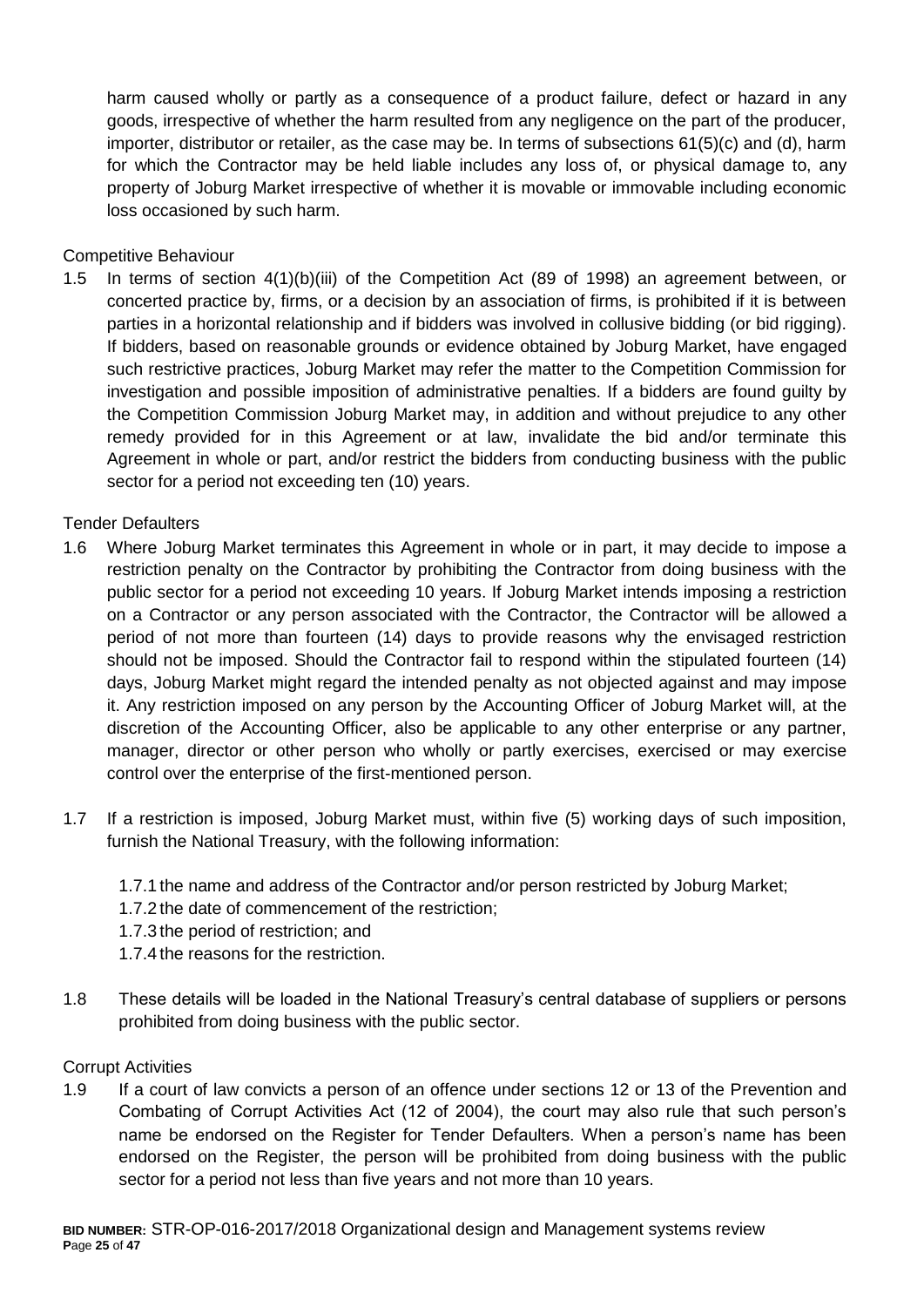harm caused wholly or partly as a consequence of a product failure, defect or hazard in any goods, irrespective of whether the harm resulted from any negligence on the part of the producer, importer, distributor or retailer, as the case may be. In terms of subsections 61(5)(c) and (d), harm for which the Contractor may be held liable includes any loss of, or physical damage to, any property of Joburg Market irrespective of whether it is movable or immovable including economic loss occasioned by such harm.

Competitive Behaviour

1.5 In terms of section 4(1)(b)(iii) of the Competition Act (89 of 1998) an agreement between, or concerted practice by, firms, or a decision by an association of firms, is prohibited if it is between parties in a horizontal relationship and if bidders was involved in collusive bidding (or bid rigging). If bidders, based on reasonable grounds or evidence obtained by Joburg Market, have engaged such restrictive practices, Joburg Market may refer the matter to the Competition Commission for investigation and possible imposition of administrative penalties. If a bidders are found guilty by the Competition Commission Joburg Market may, in addition and without prejudice to any other remedy provided for in this Agreement or at law, invalidate the bid and/or terminate this Agreement in whole or part, and/or restrict the bidders from conducting business with the public sector for a period not exceeding ten (10) years.

Tender Defaulters

1.6 Where Joburg Market terminates this Agreement in whole or in part, it may decide to impose a restriction penalty on the Contractor by prohibiting the Contractor from doing business with the public sector for a period not exceeding 10 years. If Joburg Market intends imposing a restriction on a Contractor or any person associated with the Contractor, the Contractor will be allowed a period of not more than fourteen (14) days to provide reasons why the envisaged restriction should not be imposed. Should the Contractor fail to respond within the stipulated fourteen (14) days, Joburg Market might regard the intended penalty as not objected against and may impose it. Any restriction imposed on any person by the Accounting Officer of Joburg Market will, at the discretion of the Accounting Officer, also be applicable to any other enterprise or any partner, manager, director or other person who wholly or partly exercises, exercised or may exercise control over the enterprise of the first-mentioned person.

1.7 If a restriction is imposed, Joburg Market must, within five (5) working days of such imposition, furnish the National Treasury, with the following information:

1.7.1 the name and address of the Contractor and/or person restricted by Joburg Market;
1.7.2 the date of commencement of the restriction;
1.7.3 the period of restriction; and
1.7.4 the reasons for the restriction.

1.8 These details will be loaded in the National Treasury's central database of suppliers or persons prohibited from doing business with the public sector.

Corrupt Activities

1.9 If a court of law convicts a person of an offence under sections 12 or 13 of the Prevention and Combating of Corrupt Activities Act (12 of 2004), the court may also rule that such person's name be endorsed on the Register for Tender Defaulters. When a person's name has been endorsed on the Register, the person will be prohibited from doing business with the public sector for a period not less than five years and not more than 10 years.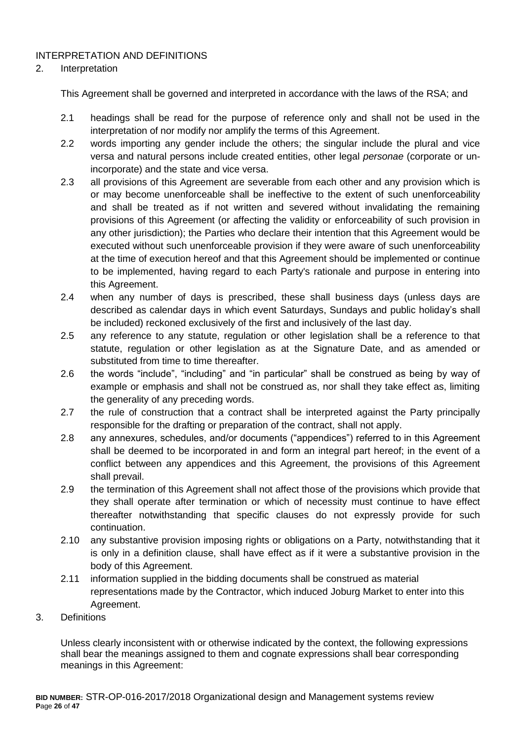INTERPRETATION AND DEFINITIONS

2. Interpretation

This Agreement shall be governed and interpreted in accordance with the laws of the RSA; and

2.1 headings shall be read for the purpose of reference only and shall not be used in the interpretation of nor modify nor amplify the terms of this Agreement.

2.2 words importing any gender include the others; the singular include the plural and vice versa and natural persons include created entities, other legal *personae* (corporate or un-incorporate) and the state and vice versa.

2.3 all provisions of this Agreement are severable from each other and any provision which is or may become unenforceable shall be ineffective to the extent of such unenforceability and shall be treated as if not written and severed without invalidating the remaining provisions of this Agreement (or affecting the validity or enforceability of such provision in any other jurisdiction); the Parties who declare their intention that this Agreement would be executed without such unenforceable provision if they were aware of such unenforceability at the time of execution hereof and that this Agreement should be implemented or continue to be implemented, having regard to each Party's rationale and purpose in entering into this Agreement.

2.4 when any number of days is prescribed, these shall business days (unless days are described as calendar days in which event Saturdays, Sundays and public holiday's shall be included) reckoned exclusively of the first and inclusively of the last day.

2.5 any reference to any statute, regulation or other legislation shall be a reference to that statute, regulation or other legislation as at the Signature Date, and as amended or substituted from time to time thereafter.

2.6 the words "include", "including" and "in particular" shall be construed as being by way of example or emphasis and shall not be construed as, nor shall they take effect as, limiting the generality of any preceding words.

2.7 the rule of construction that a contract shall be interpreted against the Party principally responsible for the drafting or preparation of the contract, shall not apply.

2.8 any annexures, schedules, and/or documents ("appendices") referred to in this Agreement shall be deemed to be incorporated in and form an integral part hereof; in the event of a conflict between any appendices and this Agreement, the provisions of this Agreement shall prevail.

2.9 the termination of this Agreement shall not affect those of the provisions which provide that they shall operate after termination or which of necessity must continue to have effect thereafter notwithstanding that specific clauses do not expressly provide for such continuation.

2.10 any substantive provision imposing rights or obligations on a Party, notwithstanding that it is only in a definition clause, shall have effect as if it were a substantive provision in the body of this Agreement.

2.11 information supplied in the bidding documents shall be construed as material representations made by the Contractor, which induced Joburg Market to enter into this Agreement.

3. Definitions

Unless clearly inconsistent with or otherwise indicated by the context, the following expressions shall bear the meanings assigned to them and cognate expressions shall bear corresponding meanings in this Agreement: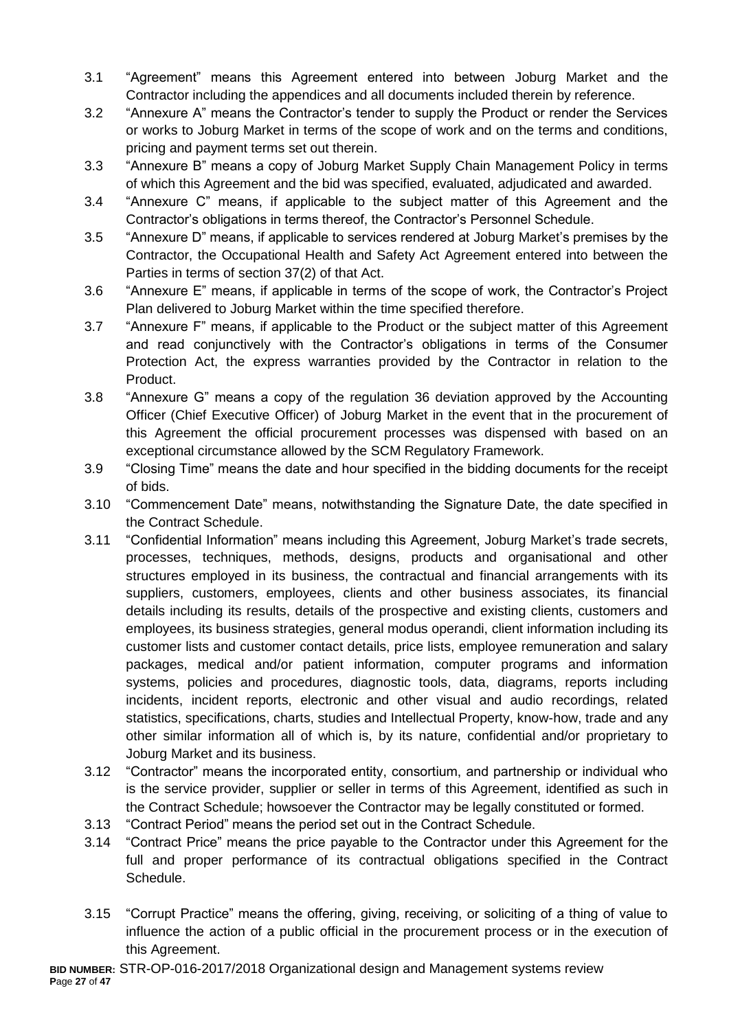3.1 "Agreement" means this Agreement entered into between Joburg Market and the Contractor including the appendices and all documents included therein by reference.

3.2 "Annexure A" means the Contractor's tender to supply the Product or render the Services or works to Joburg Market in terms of the scope of work and on the terms and conditions, pricing and payment terms set out therein.

3.3 "Annexure B" means a copy of Joburg Market Supply Chain Management Policy in terms of which this Agreement and the bid was specified, evaluated, adjudicated and awarded.

3.4 "Annexure C" means, if applicable to the subject matter of this Agreement and the Contractor's obligations in terms thereof, the Contractor's Personnel Schedule.

3.5 "Annexure D" means, if applicable to services rendered at Joburg Market's premises by the Contractor, the Occupational Health and Safety Act Agreement entered into between the Parties in terms of section 37(2) of that Act.

3.6 "Annexure E" means, if applicable in terms of the scope of work, the Contractor's Project Plan delivered to Joburg Market within the time specified therefore.

3.7 "Annexure F" means, if applicable to the Product or the subject matter of this Agreement and read conjunctively with the Contractor's obligations in terms of the Consumer Protection Act, the express warranties provided by the Contractor in relation to the Product.

3.8 "Annexure G" means a copy of the regulation 36 deviation approved by the Accounting Officer (Chief Executive Officer) of Joburg Market in the event that in the procurement of this Agreement the official procurement processes was dispensed with based on an exceptional circumstance allowed by the SCM Regulatory Framework.

3.9 "Closing Time" means the date and hour specified in the bidding documents for the receipt of bids.

3.10 "Commencement Date" means, notwithstanding the Signature Date, the date specified in the Contract Schedule.

3.11 "Confidential Information" means including this Agreement, Joburg Market's trade secrets, processes, techniques, methods, designs, products and organisational and other structures employed in its business, the contractual and financial arrangements with its suppliers, customers, employees, clients and other business associates, its financial details including its results, details of the prospective and existing clients, customers and employees, its business strategies, general modus operandi, client information including its customer lists and customer contact details, price lists, employee remuneration and salary packages, medical and/or patient information, computer programs and information systems, policies and procedures, diagnostic tools, data, diagrams, reports including incidents, incident reports, electronic and other visual and audio recordings, related statistics, specifications, charts, studies and Intellectual Property, know-how, trade and any other similar information all of which is, by its nature, confidential and/or proprietary to Joburg Market and its business.

3.12 "Contractor" means the incorporated entity, consortium, and partnership or individual who is the service provider, supplier or seller in terms of this Agreement, identified as such in the Contract Schedule; howsoever the Contractor may be legally constituted or formed.

3.13 "Contract Period" means the period set out in the Contract Schedule.

3.14 "Contract Price" means the price payable to the Contractor under this Agreement for the full and proper performance of its contractual obligations specified in the Contract Schedule.

3.15 "Corrupt Practice" means the offering, giving, receiving, or soliciting of a thing of value to influence the action of a public official in the procurement process or in the execution of this Agreement.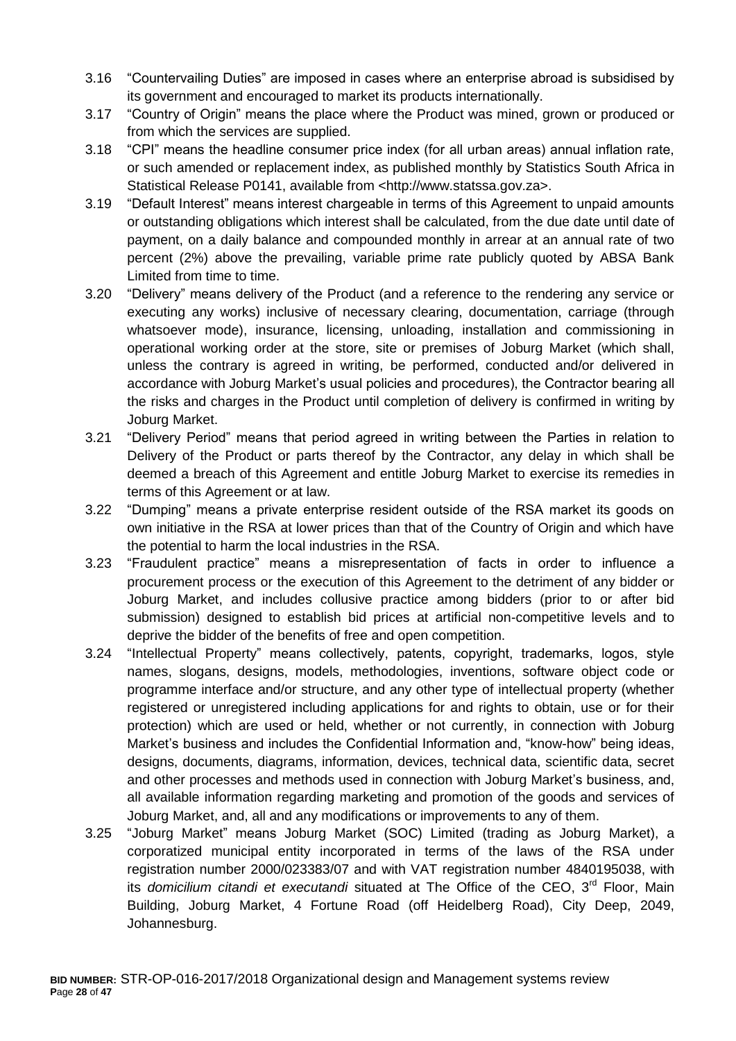3.16 "Countervailing Duties" are imposed in cases where an enterprise abroad is subsidised by its government and encouraged to market its products internationally.

3.17 "Country of Origin" means the place where the Product was mined, grown or produced or from which the services are supplied.

3.18 "CPI" means the headline consumer price index (for all urban areas) annual inflation rate, or such amended or replacement index, as published monthly by Statistics South Africa in Statistical Release P0141, available from <http://www.statssa.gov.za>.

3.19 "Default Interest" means interest chargeable in terms of this Agreement to unpaid amounts or outstanding obligations which interest shall be calculated, from the due date until date of payment, on a daily balance and compounded monthly in arrear at an annual rate of two percent (2%) above the prevailing, variable prime rate publicly quoted by ABSA Bank Limited from time to time.

3.20 "Delivery" means delivery of the Product (and a reference to the rendering any service or executing any works) inclusive of necessary clearing, documentation, carriage (through whatsoever mode), insurance, licensing, unloading, installation and commissioning in operational working order at the store, site or premises of Joburg Market (which shall, unless the contrary is agreed in writing, be performed, conducted and/or delivered in accordance with Joburg Market's usual policies and procedures), the Contractor bearing all the risks and charges in the Product until completion of delivery is confirmed in writing by Joburg Market.

3.21 "Delivery Period" means that period agreed in writing between the Parties in relation to Delivery of the Product or parts thereof by the Contractor, any delay in which shall be deemed a breach of this Agreement and entitle Joburg Market to exercise its remedies in terms of this Agreement or at law.

3.22 "Dumping" means a private enterprise resident outside of the RSA market its goods on own initiative in the RSA at lower prices than that of the Country of Origin and which have the potential to harm the local industries in the RSA.

3.23 "Fraudulent practice" means a misrepresentation of facts in order to influence a procurement process or the execution of this Agreement to the detriment of any bidder or Joburg Market, and includes collusive practice among bidders (prior to or after bid submission) designed to establish bid prices at artificial non-competitive levels and to deprive the bidder of the benefits of free and open competition.

3.24 "Intellectual Property" means collectively, patents, copyright, trademarks, logos, style names, slogans, designs, models, methodologies, inventions, software object code or programme interface and/or structure, and any other type of intellectual property (whether registered or unregistered including applications for and rights to obtain, use or for their protection) which are used or held, whether or not currently, in connection with Joburg Market's business and includes the Confidential Information and, "know-how" being ideas, designs, documents, diagrams, information, devices, technical data, scientific data, secret and other processes and methods used in connection with Joburg Market's business, and, all available information regarding marketing and promotion of the goods and services of Joburg Market, and, all and any modifications or improvements to any of them.

3.25 "Joburg Market" means Joburg Market (SOC) Limited (trading as Joburg Market), a corporatized municipal entity incorporated in terms of the laws of the RSA under registration number 2000/023383/07 and with VAT registration number 4840195038, with its *domicilium citandi et executandi* situated at The Office of the CEO, 3rd Floor, Main Building, Joburg Market, 4 Fortune Road (off Heidelberg Road), City Deep, 2049, Johannesburg.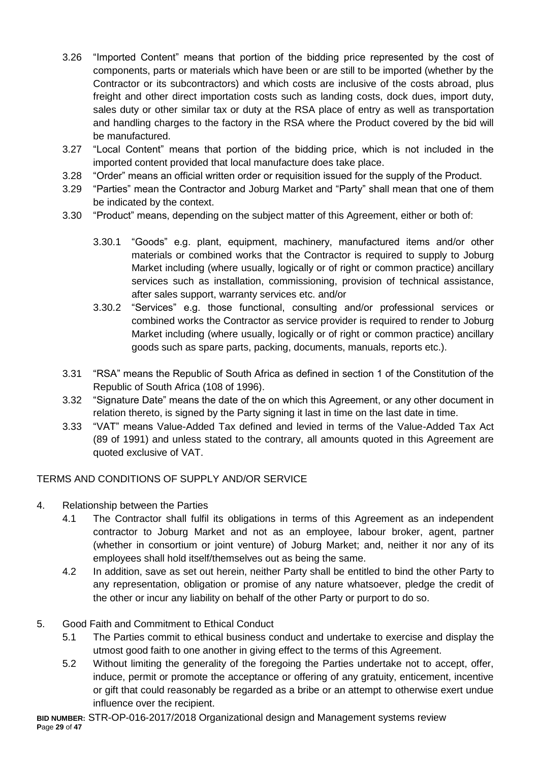3.26 "Imported Content" means that portion of the bidding price represented by the cost of components, parts or materials which have been or are still to be imported (whether by the Contractor or its subcontractors) and which costs are inclusive of the costs abroad, plus freight and other direct importation costs such as landing costs, dock dues, import duty, sales duty or other similar tax or duty at the RSA place of entry as well as transportation and handling charges to the factory in the RSA where the Product covered by the bid will be manufactured.

3.27 "Local Content" means that portion of the bidding price, which is not included in the imported content provided that local manufacture does take place.

3.28 "Order" means an official written order or requisition issued for the supply of the Product.

3.29 "Parties" mean the Contractor and Joburg Market and "Party" shall mean that one of them be indicated by the context.

3.30 "Product" means, depending on the subject matter of this Agreement, either or both of:

3.30.1 "Goods" e.g. plant, equipment, machinery, manufactured items and/or other materials or combined works that the Contractor is required to supply to Joburg Market including (where usually, logically or of right or common practice) ancillary services such as installation, commissioning, provision of technical assistance, after sales support, warranty services etc. and/or

3.30.2 "Services" e.g. those functional, consulting and/or professional services or combined works the Contractor as service provider is required to render to Joburg Market including (where usually, logically or of right or common practice) ancillary goods such as spare parts, packing, documents, manuals, reports etc.).

3.31 "RSA" means the Republic of South Africa as defined in section 1 of the Constitution of the Republic of South Africa (108 of 1996).

3.32 "Signature Date" means the date of the on which this Agreement, or any other document in relation thereto, is signed by the Party signing it last in time on the last date in time.

3.33 "VAT" means Value-Added Tax defined and levied in terms of the Value-Added Tax Act (89 of 1991) and unless stated to the contrary, all amounts quoted in this Agreement are quoted exclusive of VAT.

TERMS AND CONDITIONS OF SUPPLY AND/OR SERVICE

4. Relationship between the Parties

4.1 The Contractor shall fulfil its obligations in terms of this Agreement as an independent contractor to Joburg Market and not as an employee, labour broker, agent, partner (whether in consortium or joint venture) of Joburg Market; and, neither it nor any of its employees shall hold itself/themselves out as being the same.

4.2 In addition, save as set out herein, neither Party shall be entitled to bind the other Party to any representation, obligation or promise of any nature whatsoever, pledge the credit of the other or incur any liability on behalf of the other Party or purport to do so.

5. Good Faith and Commitment to Ethical Conduct

5.1 The Parties commit to ethical business conduct and undertake to exercise and display the utmost good faith to one another in giving effect to the terms of this Agreement.

5.2 Without limiting the generality of the foregoing the Parties undertake not to accept, offer, induce, permit or promote the acceptance or offering of any gratuity, enticement, incentive or gift that could reasonably be regarded as a bribe or an attempt to otherwise exert undue influence over the recipient.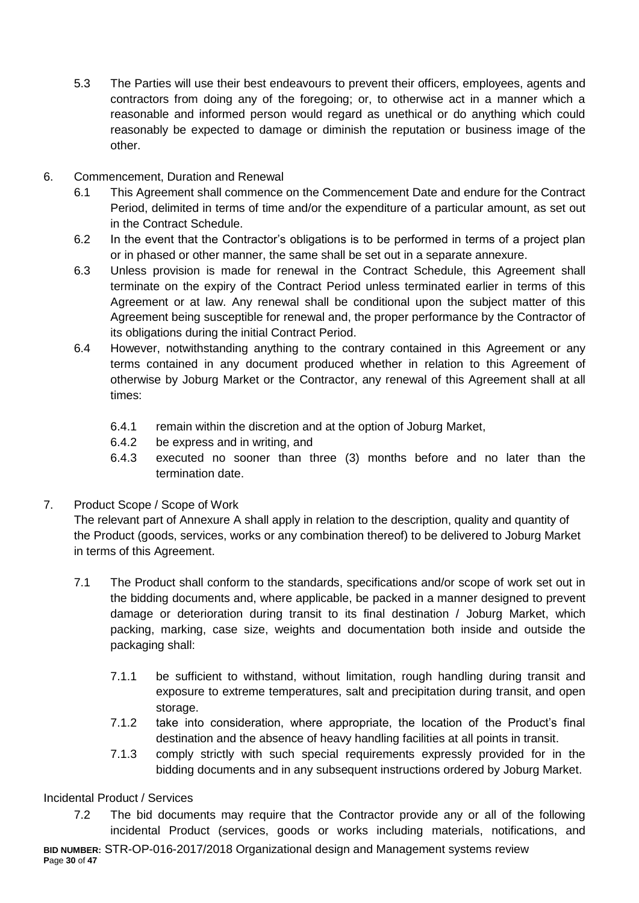5.3 The Parties will use their best endeavours to prevent their officers, employees, agents and contractors from doing any of the foregoing; or, to otherwise act in a manner which a reasonable and informed person would regard as unethical or do anything which could reasonably be expected to damage or diminish the reputation or business image of the other.

6. Commencement, Duration and Renewal

6.1 This Agreement shall commence on the Commencement Date and endure for the Contract Period, delimited in terms of time and/or the expenditure of a particular amount, as set out in the Contract Schedule.

6.2 In the event that the Contractor's obligations is to be performed in terms of a project plan or in phased or other manner, the same shall be set out in a separate annexure.

6.3 Unless provision is made for renewal in the Contract Schedule, this Agreement shall terminate on the expiry of the Contract Period unless terminated earlier in terms of this Agreement or at law. Any renewal shall be conditional upon the subject matter of this Agreement being susceptible for renewal and, the proper performance by the Contractor of its obligations during the initial Contract Period.

6.4 However, notwithstanding anything to the contrary contained in this Agreement or any terms contained in any document produced whether in relation to this Agreement of otherwise by Joburg Market or the Contractor, any renewal of this Agreement shall at all times:

6.4.1 remain within the discretion and at the option of Joburg Market,

6.4.2 be express and in writing, and

6.4.3 executed no sooner than three (3) months before and no later than the termination date.

7. Product Scope / Scope of Work

The relevant part of Annexure A shall apply in relation to the description, quality and quantity of the Product (goods, services, works or any combination thereof) to be delivered to Joburg Market in terms of this Agreement.

7.1 The Product shall conform to the standards, specifications and/or scope of work set out in the bidding documents and, where applicable, be packed in a manner designed to prevent damage or deterioration during transit to its final destination / Joburg Market, which packing, marking, case size, weights and documentation both inside and outside the packaging shall:

7.1.1 be sufficient to withstand, without limitation, rough handling during transit and exposure to extreme temperatures, salt and precipitation during transit, and open storage.

7.1.2 take into consideration, where appropriate, the location of the Product's final destination and the absence of heavy handling facilities at all points in transit.

7.1.3 comply strictly with such special requirements expressly provided for in the bidding documents and in any subsequent instructions ordered by Joburg Market.

Incidental Product / Services

7.2 The bid documents may require that the Contractor provide any or all of the following incidental Product (services, goods or works including materials, notifications, and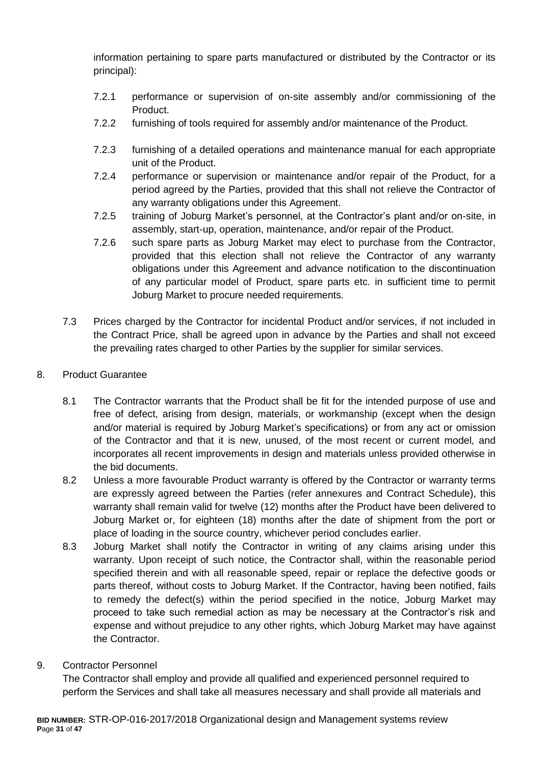information pertaining to spare parts manufactured or distributed by the Contractor or its principal):

7.2.1 performance or supervision of on-site assembly and/or commissioning of the Product.

7.2.2 furnishing of tools required for assembly and/or maintenance of the Product.

7.2.3 furnishing of a detailed operations and maintenance manual for each appropriate unit of the Product.

7.2.4 performance or supervision or maintenance and/or repair of the Product, for a period agreed by the Parties, provided that this shall not relieve the Contractor of any warranty obligations under this Agreement.

7.2.5 training of Joburg Market's personnel, at the Contractor's plant and/or on-site, in assembly, start-up, operation, maintenance, and/or repair of the Product.

7.2.6 such spare parts as Joburg Market may elect to purchase from the Contractor, provided that this election shall not relieve the Contractor of any warranty obligations under this Agreement and advance notification to the discontinuation of any particular model of Product, spare parts etc. in sufficient time to permit Joburg Market to procure needed requirements.

7.3 Prices charged by the Contractor for incidental Product and/or services, if not included in the Contract Price, shall be agreed upon in advance by the Parties and shall not exceed the prevailing rates charged to other Parties by the supplier for similar services.

8. Product Guarantee

8.1 The Contractor warrants that the Product shall be fit for the intended purpose of use and free of defect, arising from design, materials, or workmanship (except when the design and/or material is required by Joburg Market's specifications) or from any act or omission of the Contractor and that it is new, unused, of the most recent or current model, and incorporates all recent improvements in design and materials unless provided otherwise in the bid documents.

8.2 Unless a more favourable Product warranty is offered by the Contractor or warranty terms are expressly agreed between the Parties (refer annexures and Contract Schedule), this warranty shall remain valid for twelve (12) months after the Product have been delivered to Joburg Market or, for eighteen (18) months after the date of shipment from the port or place of loading in the source country, whichever period concludes earlier.

8.3 Joburg Market shall notify the Contractor in writing of any claims arising under this warranty. Upon receipt of such notice, the Contractor shall, within the reasonable period specified therein and with all reasonable speed, repair or replace the defective goods or parts thereof, without costs to Joburg Market. If the Contractor, having been notified, fails to remedy the defect(s) within the period specified in the notice, Joburg Market may proceed to take such remedial action as may be necessary at the Contractor's risk and expense and without prejudice to any other rights, which Joburg Market may have against the Contractor.

9. Contractor Personnel

The Contractor shall employ and provide all qualified and experienced personnel required to perform the Services and shall take all measures necessary and shall provide all materials and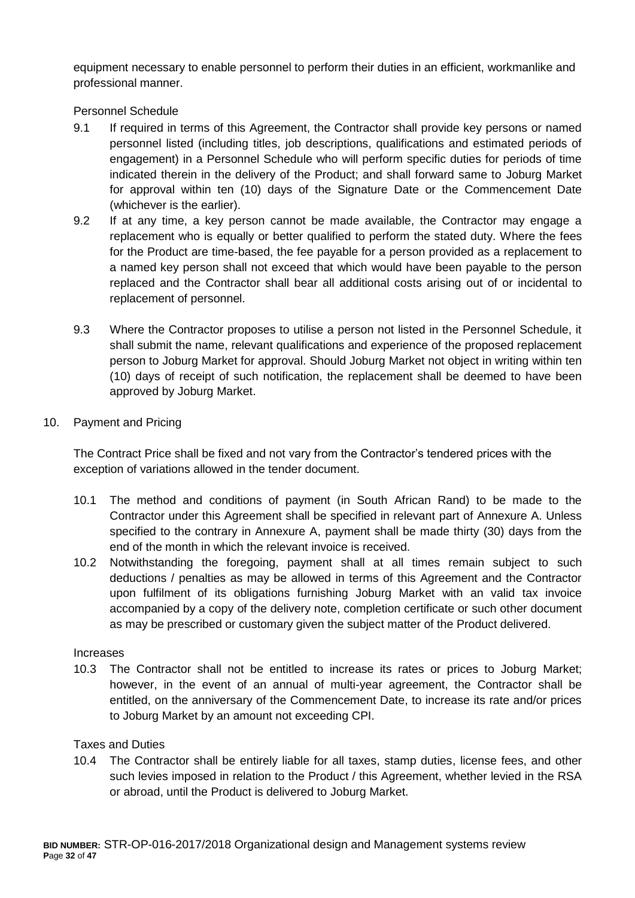equipment necessary to enable personnel to perform their duties in an efficient, workmanlike and professional manner.

Personnel Schedule

9.1 If required in terms of this Agreement, the Contractor shall provide key persons or named personnel listed (including titles, job descriptions, qualifications and estimated periods of engagement) in a Personnel Schedule who will perform specific duties for periods of time indicated therein in the delivery of the Product; and shall forward same to Joburg Market for approval within ten (10) days of the Signature Date or the Commencement Date (whichever is the earlier).

9.2 If at any time, a key person cannot be made available, the Contractor may engage a replacement who is equally or better qualified to perform the stated duty. Where the fees for the Product are time-based, the fee payable for a person provided as a replacement to a named key person shall not exceed that which would have been payable to the person replaced and the Contractor shall bear all additional costs arising out of or incidental to replacement of personnel.

9.3 Where the Contractor proposes to utilise a person not listed in the Personnel Schedule, it shall submit the name, relevant qualifications and experience of the proposed replacement person to Joburg Market for approval. Should Joburg Market not object in writing within ten (10) days of receipt of such notification, the replacement shall be deemed to have been approved by Joburg Market.

10. Payment and Pricing

The Contract Price shall be fixed and not vary from the Contractor's tendered prices with the exception of variations allowed in the tender document.

10.1 The method and conditions of payment (in South African Rand) to be made to the Contractor under this Agreement shall be specified in relevant part of Annexure A. Unless specified to the contrary in Annexure A, payment shall be made thirty (30) days from the end of the month in which the relevant invoice is received.

10.2 Notwithstanding the foregoing, payment shall at all times remain subject to such deductions / penalties as may be allowed in terms of this Agreement and the Contractor upon fulfilment of its obligations furnishing Joburg Market with an valid tax invoice accompanied by a copy of the delivery note, completion certificate or such other document as may be prescribed or customary given the subject matter of the Product delivered.

Increases

10.3 The Contractor shall not be entitled to increase its rates or prices to Joburg Market; however, in the event of an annual of multi-year agreement, the Contractor shall be entitled, on the anniversary of the Commencement Date, to increase its rate and/or prices to Joburg Market by an amount not exceeding CPI.

Taxes and Duties

10.4 The Contractor shall be entirely liable for all taxes, stamp duties, license fees, and other such levies imposed in relation to the Product / this Agreement, whether levied in the RSA or abroad, until the Product is delivered to Joburg Market.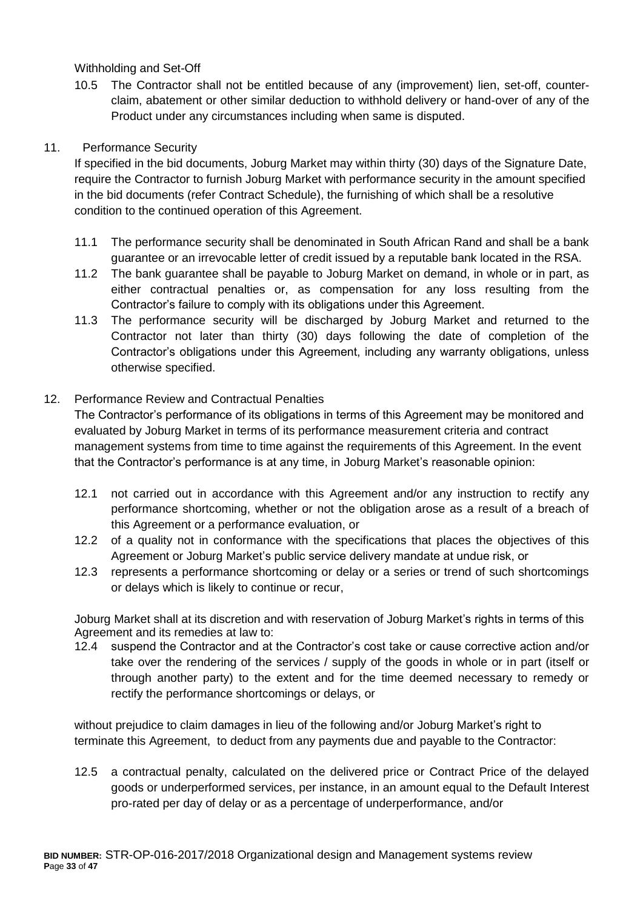Withholding and Set-Off

10.5 The Contractor shall not be entitled because of any (improvement) lien, set-off, counter-claim, abatement or other similar deduction to withhold delivery or hand-over of any of the Product under any circumstances including when same is disputed.

11. Performance Security

If specified in the bid documents, Joburg Market may within thirty (30) days of the Signature Date, require the Contractor to furnish Joburg Market with performance security in the amount specified in the bid documents (refer Contract Schedule), the furnishing of which shall be a resolutive condition to the continued operation of this Agreement.

11.1 The performance security shall be denominated in South African Rand and shall be a bank guarantee or an irrevocable letter of credit issued by a reputable bank located in the RSA.

11.2 The bank guarantee shall be payable to Joburg Market on demand, in whole or in part, as either contractual penalties or, as compensation for any loss resulting from the Contractor's failure to comply with its obligations under this Agreement.

11.3 The performance security will be discharged by Joburg Market and returned to the Contractor not later than thirty (30) days following the date of completion of the Contractor's obligations under this Agreement, including any warranty obligations, unless otherwise specified.

12. Performance Review and Contractual Penalties

The Contractor's performance of its obligations in terms of this Agreement may be monitored and evaluated by Joburg Market in terms of its performance measurement criteria and contract management systems from time to time against the requirements of this Agreement. In the event that the Contractor's performance is at any time, in Joburg Market's reasonable opinion:

12.1 not carried out in accordance with this Agreement and/or any instruction to rectify any performance shortcoming, whether or not the obligation arose as a result of a breach of this Agreement or a performance evaluation, or

12.2 of a quality not in conformance with the specifications that places the objectives of this Agreement or Joburg Market's public service delivery mandate at undue risk, or

12.3 represents a performance shortcoming or delay or a series or trend of such shortcomings or delays which is likely to continue or recur,

Joburg Market shall at its discretion and with reservation of Joburg Market's rights in terms of this Agreement and its remedies at law to:

12.4 suspend the Contractor and at the Contractor's cost take or cause corrective action and/or take over the rendering of the services / supply of the goods in whole or in part (itself or through another party) to the extent and for the time deemed necessary to remedy or rectify the performance shortcomings or delays, or

without prejudice to claim damages in lieu of the following and/or Joburg Market's right to terminate this Agreement, to deduct from any payments due and payable to the Contractor:

12.5 a contractual penalty, calculated on the delivered price or Contract Price of the delayed goods or underperformed services, per instance, in an amount equal to the Default Interest pro-rated per day of delay or as a percentage of underperformance, and/or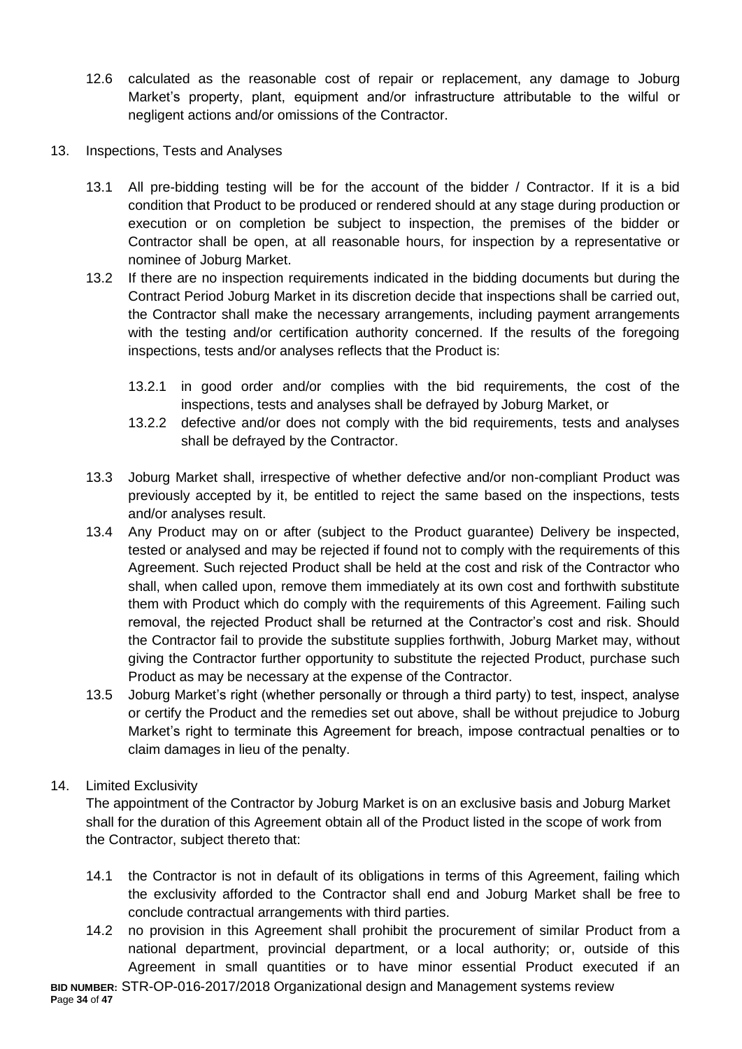12.6 calculated as the reasonable cost of repair or replacement, any damage to Joburg Market's property, plant, equipment and/or infrastructure attributable to the wilful or negligent actions and/or omissions of the Contractor.

13. Inspections, Tests and Analyses

13.1 All pre-bidding testing will be for the account of the bidder / Contractor. If it is a bid condition that Product to be produced or rendered should at any stage during production or execution or on completion be subject to inspection, the premises of the bidder or Contractor shall be open, at all reasonable hours, for inspection by a representative or nominee of Joburg Market.

13.2 If there are no inspection requirements indicated in the bidding documents but during the Contract Period Joburg Market in its discretion decide that inspections shall be carried out, the Contractor shall make the necessary arrangements, including payment arrangements with the testing and/or certification authority concerned. If the results of the foregoing inspections, tests and/or analyses reflects that the Product is:

13.2.1 in good order and/or complies with the bid requirements, the cost of the inspections, tests and analyses shall be defrayed by Joburg Market, or

13.2.2 defective and/or does not comply with the bid requirements, tests and analyses shall be defrayed by the Contractor.

13.3 Joburg Market shall, irrespective of whether defective and/or non-compliant Product was previously accepted by it, be entitled to reject the same based on the inspections, tests and/or analyses result.

13.4 Any Product may on or after (subject to the Product guarantee) Delivery be inspected, tested or analysed and may be rejected if found not to comply with the requirements of this Agreement. Such rejected Product shall be held at the cost and risk of the Contractor who shall, when called upon, remove them immediately at its own cost and forthwith substitute them with Product which do comply with the requirements of this Agreement. Failing such removal, the rejected Product shall be returned at the Contractor's cost and risk. Should the Contractor fail to provide the substitute supplies forthwith, Joburg Market may, without giving the Contractor further opportunity to substitute the rejected Product, purchase such Product as may be necessary at the expense of the Contractor.

13.5 Joburg Market's right (whether personally or through a third party) to test, inspect, analyse or certify the Product and the remedies set out above, shall be without prejudice to Joburg Market's right to terminate this Agreement for breach, impose contractual penalties or to claim damages in lieu of the penalty.

14. Limited Exclusivity

The appointment of the Contractor by Joburg Market is on an exclusive basis and Joburg Market shall for the duration of this Agreement obtain all of the Product listed in the scope of work from the Contractor, subject thereto that:

14.1 the Contractor is not in default of its obligations in terms of this Agreement, failing which the exclusivity afforded to the Contractor shall end and Joburg Market shall be free to conclude contractual arrangements with third parties.

14.2 no provision in this Agreement shall prohibit the procurement of similar Product from a national department, provincial department, or a local authority; or, outside of this Agreement in small quantities or to have minor essential Product executed if an

**BID NUMBER:** STR-OP-016-2017/2018 Organizational design and Management systems review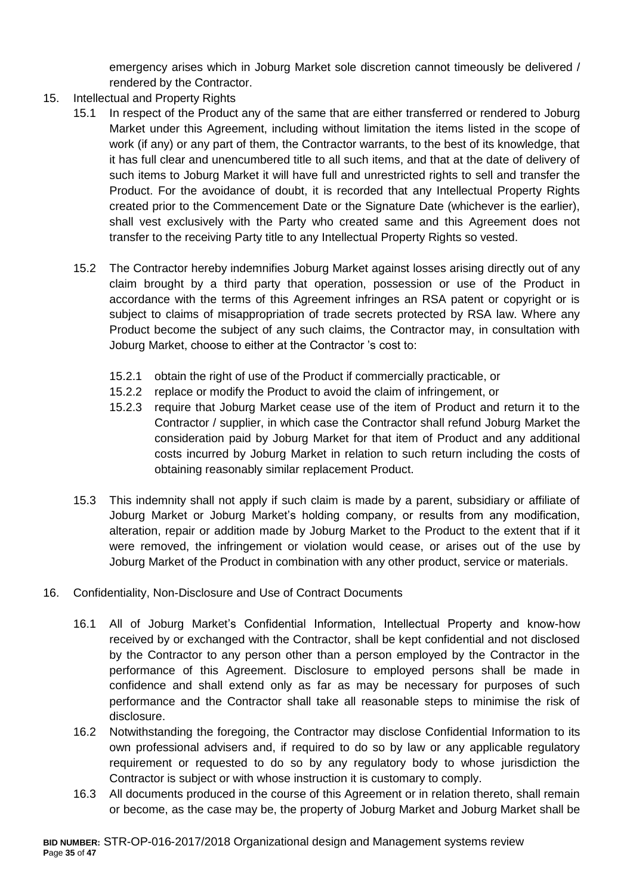emergency arises which in Joburg Market sole discretion cannot timeously be delivered / rendered by the Contractor.

15. Intellectual and Property Rights

    15.1 In respect of the Product any of the same that are either transferred or rendered to Joburg Market under this Agreement, including without limitation the items listed in the scope of work (if any) or any part of them, the Contractor warrants, to the best of its knowledge, that it has full clear and unencumbered title to all such items, and that at the date of delivery of such items to Joburg Market it will have full and unrestricted rights to sell and transfer the Product. For the avoidance of doubt, it is recorded that any Intellectual Property Rights created prior to the Commencement Date or the Signature Date (whichever is the earlier), shall vest exclusively with the Party who created same and this Agreement does not transfer to the receiving Party title to any Intellectual Property Rights so vested.

    15.2 The Contractor hereby indemnifies Joburg Market against losses arising directly out of any claim brought by a third party that operation, possession or use of the Product in accordance with the terms of this Agreement infringes an RSA patent or copyright or is subject to claims of misappropriation of trade secrets protected by RSA law. Where any Product become the subject of any such claims, the Contractor may, in consultation with Joburg Market, choose to either at the Contractor 's cost to:

        15.2.1 obtain the right of use of the Product if commercially practicable, or

        15.2.2 replace or modify the Product to avoid the claim of infringement, or

        15.2.3 require that Joburg Market cease use of the item of Product and return it to the Contractor / supplier, in which case the Contractor shall refund Joburg Market the consideration paid by Joburg Market for that item of Product and any additional costs incurred by Joburg Market in relation to such return including the costs of obtaining reasonably similar replacement Product.

    15.3 This indemnity shall not apply if such claim is made by a parent, subsidiary or affiliate of Joburg Market or Joburg Market's holding company, or results from any modification, alteration, repair or addition made by Joburg Market to the Product to the extent that if it were removed, the infringement or violation would cease, or arises out of the use by Joburg Market of the Product in combination with any other product, service or materials.

16. Confidentiality, Non-Disclosure and Use of Contract Documents

    16.1 All of Joburg Market's Confidential Information, Intellectual Property and know-how received by or exchanged with the Contractor, shall be kept confidential and not disclosed by the Contractor to any person other than a person employed by the Contractor in the performance of this Agreement. Disclosure to employed persons shall be made in confidence and shall extend only as far as may be necessary for purposes of such performance and the Contractor shall take all reasonable steps to minimise the risk of disclosure.

    16.2 Notwithstanding the foregoing, the Contractor may disclose Confidential Information to its own professional advisers and, if required to do so by law or any applicable regulatory requirement or requested to do so by any regulatory body to whose jurisdiction the Contractor is subject or with whose instruction it is customary to comply.

    16.3 All documents produced in the course of this Agreement or in relation thereto, shall remain or become, as the case may be, the property of Joburg Market and Joburg Market shall be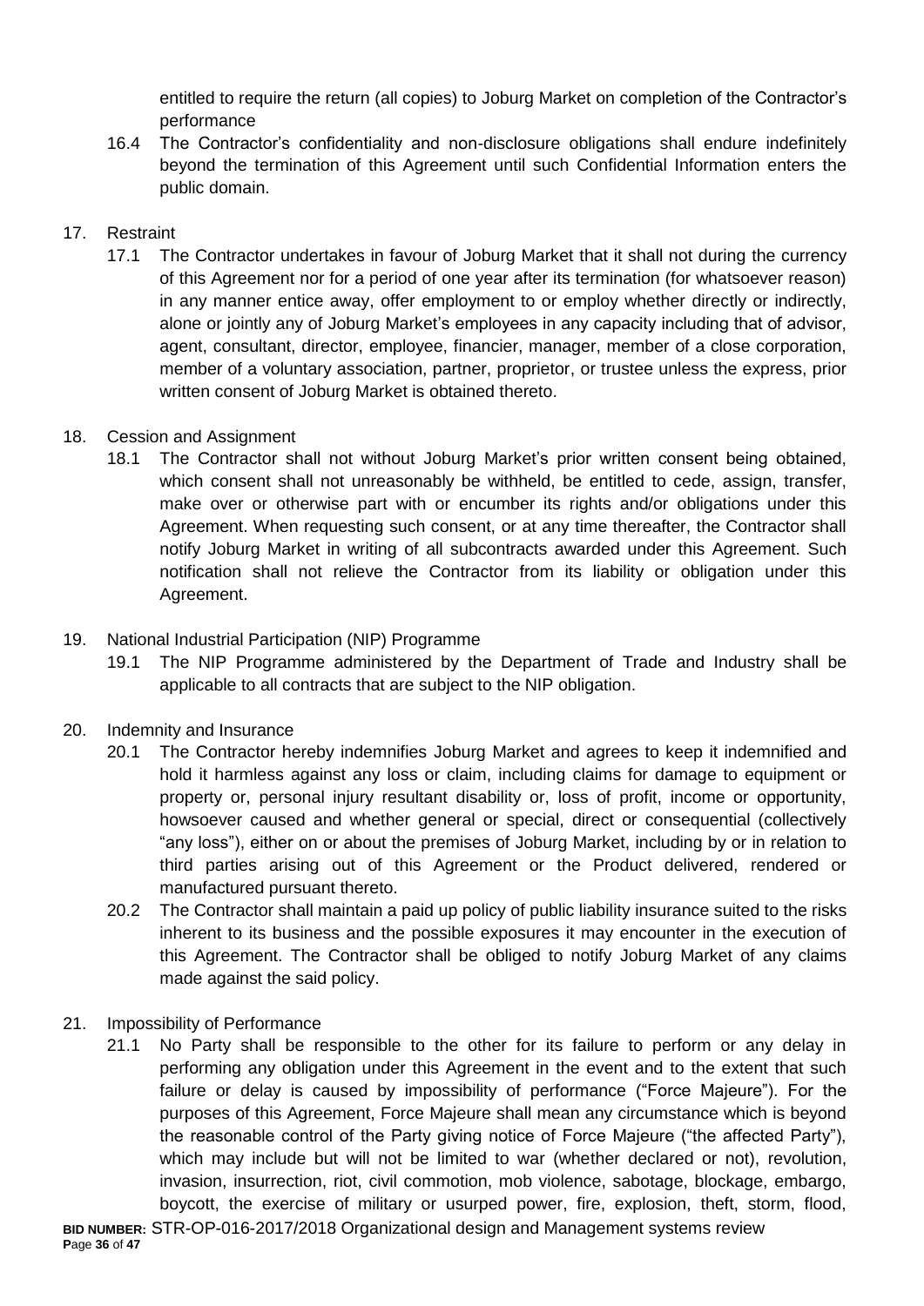entitled to require the return (all copies) to Joburg Market on completion of the Contractor's performance

16.4 The Contractor's confidentiality and non-disclosure obligations shall endure indefinitely beyond the termination of this Agreement until such Confidential Information enters the public domain.

17. Restraint

17.1 The Contractor undertakes in favour of Joburg Market that it shall not during the currency of this Agreement nor for a period of one year after its termination (for whatsoever reason) in any manner entice away, offer employment to or employ whether directly or indirectly, alone or jointly any of Joburg Market's employees in any capacity including that of advisor, agent, consultant, director, employee, financier, manager, member of a close corporation, member of a voluntary association, partner, proprietor, or trustee unless the express, prior written consent of Joburg Market is obtained thereto.

18. Cession and Assignment

18.1 The Contractor shall not without Joburg Market's prior written consent being obtained, which consent shall not unreasonably be withheld, be entitled to cede, assign, transfer, make over or otherwise part with or encumber its rights and/or obligations under this Agreement. When requesting such consent, or at any time thereafter, the Contractor shall notify Joburg Market in writing of all subcontracts awarded under this Agreement. Such notification shall not relieve the Contractor from its liability or obligation under this Agreement.

19. National Industrial Participation (NIP) Programme

19.1 The NIP Programme administered by the Department of Trade and Industry shall be applicable to all contracts that are subject to the NIP obligation.

20. Indemnity and Insurance

20.1 The Contractor hereby indemnifies Joburg Market and agrees to keep it indemnified and hold it harmless against any loss or claim, including claims for damage to equipment or property or, personal injury resultant disability or, loss of profit, income or opportunity, howsoever caused and whether general or special, direct or consequential (collectively "any loss"), either on or about the premises of Joburg Market, including by or in relation to third parties arising out of this Agreement or the Product delivered, rendered or manufactured pursuant thereto.

20.2 The Contractor shall maintain a paid up policy of public liability insurance suited to the risks inherent to its business and the possible exposures it may encounter in the execution of this Agreement. The Contractor shall be obliged to notify Joburg Market of any claims made against the said policy.

21. Impossibility of Performance

21.1 No Party shall be responsible to the other for its failure to perform or any delay in performing any obligation under this Agreement in the event and to the extent that such failure or delay is caused by impossibility of performance ("Force Majeure"). For the purposes of this Agreement, Force Majeure shall mean any circumstance which is beyond the reasonable control of the Party giving notice of Force Majeure ("the affected Party"), which may include but will not be limited to war (whether declared or not), revolution, invasion, insurrection, riot, civil commotion, mob violence, sabotage, blockage, embargo, boycott, the exercise of military or usurped power, fire, explosion, theft, storm, flood,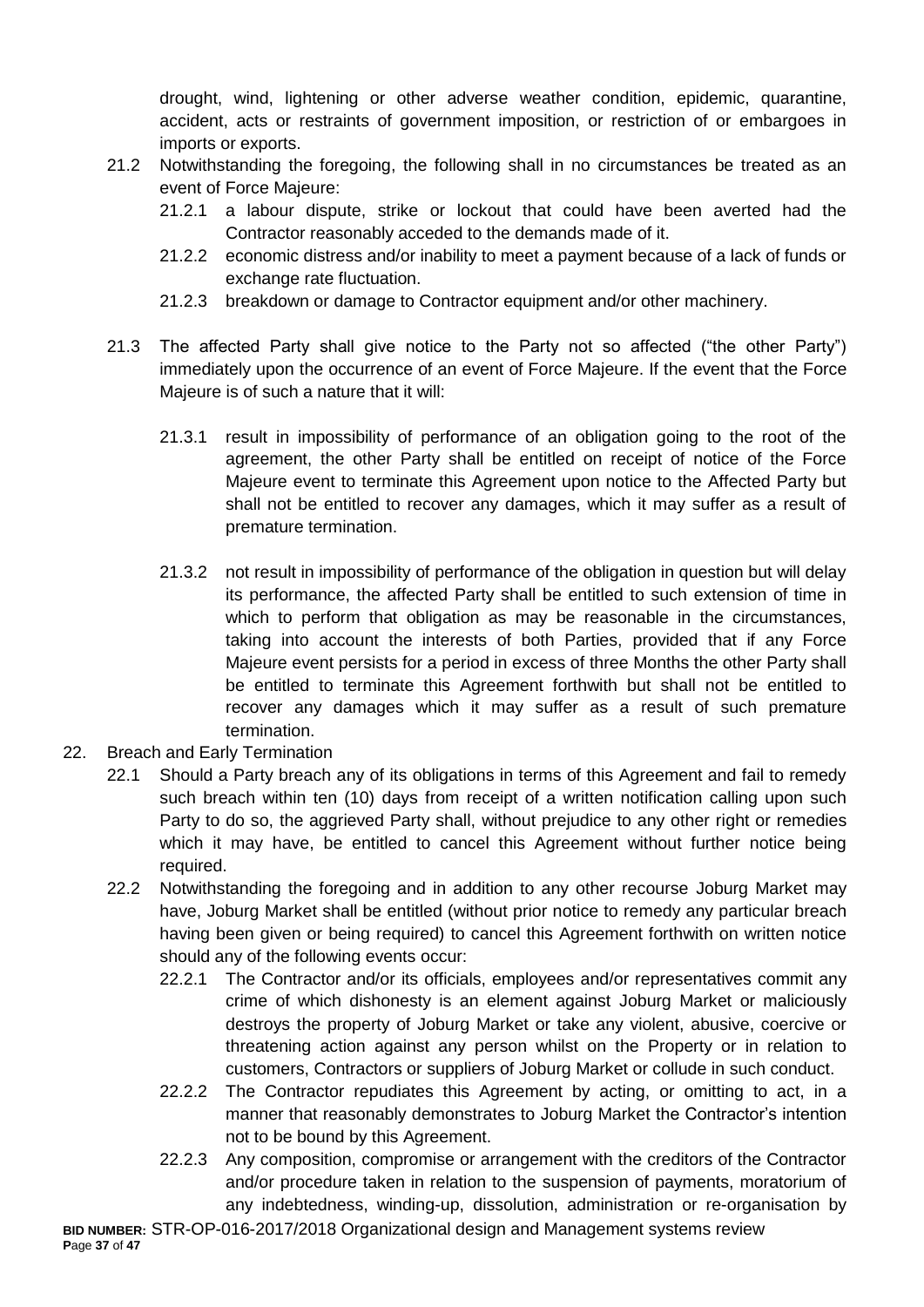drought, wind, lightening or other adverse weather condition, epidemic, quarantine, accident, acts or restraints of government imposition, or restriction of or embargoes in imports or exports.

21.2 Notwithstanding the foregoing, the following shall in no circumstances be treated as an event of Force Majeure:

21.2.1 a labour dispute, strike or lockout that could have been averted had the Contractor reasonably acceded to the demands made of it.

21.2.2 economic distress and/or inability to meet a payment because of a lack of funds or exchange rate fluctuation.

21.2.3 breakdown or damage to Contractor equipment and/or other machinery.

21.3 The affected Party shall give notice to the Party not so affected ("the other Party") immediately upon the occurrence of an event of Force Majeure. If the event that the Force Majeure is of such a nature that it will:

21.3.1 result in impossibility of performance of an obligation going to the root of the agreement, the other Party shall be entitled on receipt of notice of the Force Majeure event to terminate this Agreement upon notice to the Affected Party but shall not be entitled to recover any damages, which it may suffer as a result of premature termination.

21.3.2 not result in impossibility of performance of the obligation in question but will delay its performance, the affected Party shall be entitled to such extension of time in which to perform that obligation as may be reasonable in the circumstances, taking into account the interests of both Parties, provided that if any Force Majeure event persists for a period in excess of three Months the other Party shall be entitled to terminate this Agreement forthwith but shall not be entitled to recover any damages which it may suffer as a result of such premature termination.

22. Breach and Early Termination

22.1 Should a Party breach any of its obligations in terms of this Agreement and fail to remedy such breach within ten (10) days from receipt of a written notification calling upon such Party to do so, the aggrieved Party shall, without prejudice to any other right or remedies which it may have, be entitled to cancel this Agreement without further notice being required.

22.2 Notwithstanding the foregoing and in addition to any other recourse Joburg Market may have, Joburg Market shall be entitled (without prior notice to remedy any particular breach having been given or being required) to cancel this Agreement forthwith on written notice should any of the following events occur:

22.2.1 The Contractor and/or its officials, employees and/or representatives commit any crime of which dishonesty is an element against Joburg Market or maliciously destroys the property of Joburg Market or take any violent, abusive, coercive or threatening action against any person whilst on the Property or in relation to customers, Contractors or suppliers of Joburg Market or collude in such conduct.

22.2.2 The Contractor repudiates this Agreement by acting, or omitting to act, in a manner that reasonably demonstrates to Joburg Market the Contractor's intention not to be bound by this Agreement.

22.2.3 Any composition, compromise or arrangement with the creditors of the Contractor and/or procedure taken in relation to the suspension of payments, moratorium of any indebtedness, winding-up, dissolution, administration or re-organisation by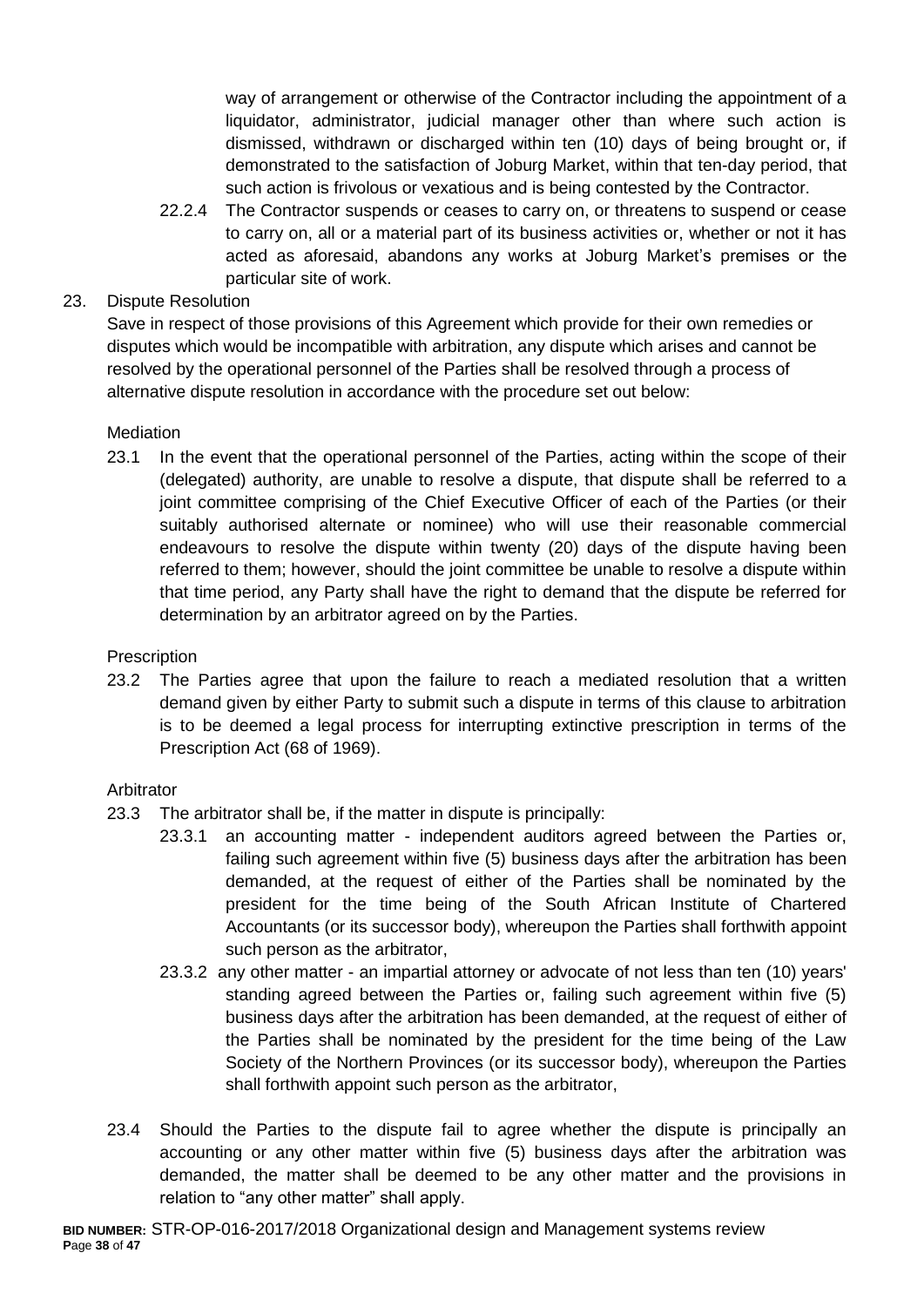way of arrangement or otherwise of the Contractor including the appointment of a liquidator, administrator, judicial manager other than where such action is dismissed, withdrawn or discharged within ten (10) days of being brought or, if demonstrated to the satisfaction of Joburg Market, within that ten-day period, that such action is frivolous or vexatious and is being contested by the Contractor.

22.2.4 The Contractor suspends or ceases to carry on, or threatens to suspend or cease to carry on, all or a material part of its business activities or, whether or not it has acted as aforesaid, abandons any works at Joburg Market's premises or the particular site of work.

23. Dispute Resolution

Save in respect of those provisions of this Agreement which provide for their own remedies or disputes which would be incompatible with arbitration, any dispute which arises and cannot be resolved by the operational personnel of the Parties shall be resolved through a process of alternative dispute resolution in accordance with the procedure set out below:

Mediation

23.1 In the event that the operational personnel of the Parties, acting within the scope of their (delegated) authority, are unable to resolve a dispute, that dispute shall be referred to a joint committee comprising of the Chief Executive Officer of each of the Parties (or their suitably authorised alternate or nominee) who will use their reasonable commercial endeavours to resolve the dispute within twenty (20) days of the dispute having been referred to them; however, should the joint committee be unable to resolve a dispute within that time period, any Party shall have the right to demand that the dispute be referred for determination by an arbitrator agreed on by the Parties.

Prescription

23.2 The Parties agree that upon the failure to reach a mediated resolution that a written demand given by either Party to submit such a dispute in terms of this clause to arbitration is to be deemed a legal process for interrupting extinctive prescription in terms of the Prescription Act (68 of 1969).

Arbitrator

23.3 The arbitrator shall be, if the matter in dispute is principally:

23.3.1 an accounting matter - independent auditors agreed between the Parties or, failing such agreement within five (5) business days after the arbitration has been demanded, at the request of either of the Parties shall be nominated by the president for the time being of the South African Institute of Chartered Accountants (or its successor body), whereupon the Parties shall forthwith appoint such person as the arbitrator,

23.3.2 any other matter - an impartial attorney or advocate of not less than ten (10) years' standing agreed between the Parties or, failing such agreement within five (5) business days after the arbitration has been demanded, at the request of either of the Parties shall be nominated by the president for the time being of the Law Society of the Northern Provinces (or its successor body), whereupon the Parties shall forthwith appoint such person as the arbitrator,

23.4 Should the Parties to the dispute fail to agree whether the dispute is principally an accounting or any other matter within five (5) business days after the arbitration was demanded, the matter shall be deemed to be any other matter and the provisions in relation to "any other matter" shall apply.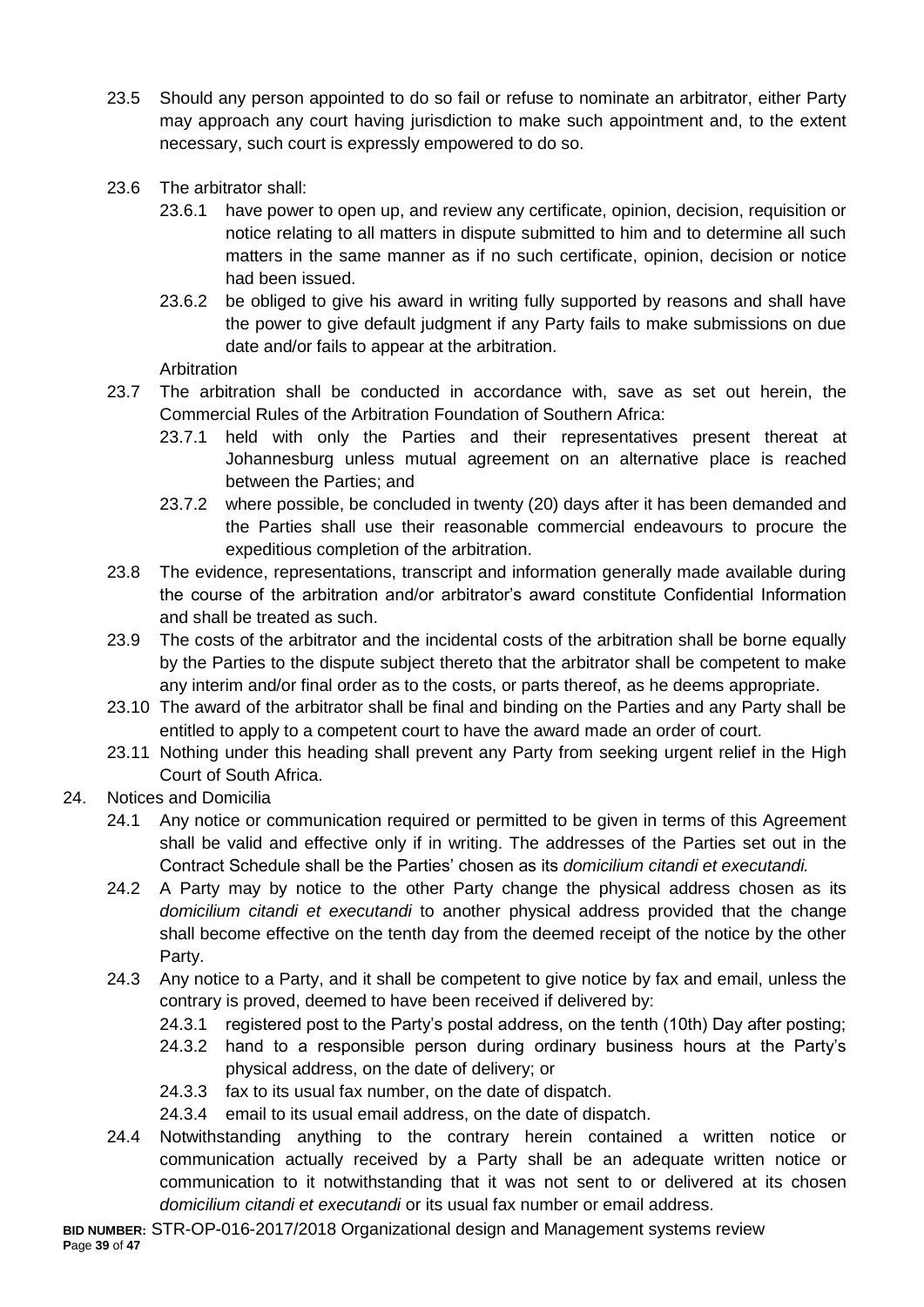23.5 Should any person appointed to do so fail or refuse to nominate an arbitrator, either Party may approach any court having jurisdiction to make such appointment and, to the extent necessary, such court is expressly empowered to do so.

23.6 The arbitrator shall:

23.6.1 have power to open up, and review any certificate, opinion, decision, requisition or notice relating to all matters in dispute submitted to him and to determine all such matters in the same manner as if no such certificate, opinion, decision or notice had been issued.

23.6.2 be obliged to give his award in writing fully supported by reasons and shall have the power to give default judgment if any Party fails to make submissions on due date and/or fails to appear at the arbitration.

Arbitration

23.7 The arbitration shall be conducted in accordance with, save as set out herein, the Commercial Rules of the Arbitration Foundation of Southern Africa:

23.7.1 held with only the Parties and their representatives present thereat at Johannesburg unless mutual agreement on an alternative place is reached between the Parties; and

23.7.2 where possible, be concluded in twenty (20) days after it has been demanded and the Parties shall use their reasonable commercial endeavours to procure the expeditious completion of the arbitration.

23.8 The evidence, representations, transcript and information generally made available during the course of the arbitration and/or arbitrator's award constitute Confidential Information and shall be treated as such.

23.9 The costs of the arbitrator and the incidental costs of the arbitration shall be borne equally by the Parties to the dispute subject thereto that the arbitrator shall be competent to make any interim and/or final order as to the costs, or parts thereof, as he deems appropriate.

23.10 The award of the arbitrator shall be final and binding on the Parties and any Party shall be entitled to apply to a competent court to have the award made an order of court.

23.11 Nothing under this heading shall prevent any Party from seeking urgent relief in the High Court of South Africa.

24. Notices and Domicilia

24.1 Any notice or communication required or permitted to be given in terms of this Agreement shall be valid and effective only if in writing. The addresses of the Parties set out in the Contract Schedule shall be the Parties' chosen as its *domicilium citandi et executandi.*

24.2 A Party may by notice to the other Party change the physical address chosen as its *domicilium citandi et executandi* to another physical address provided that the change shall become effective on the tenth day from the deemed receipt of the notice by the other Party.

24.3 Any notice to a Party, and it shall be competent to give notice by fax and email, unless the contrary is proved, deemed to have been received if delivered by:

24.3.1 registered post to the Party's postal address, on the tenth (10th) Day after posting;

24.3.2 hand to a responsible person during ordinary business hours at the Party's physical address, on the date of delivery; or

24.3.3 fax to its usual fax number, on the date of dispatch.

24.3.4 email to its usual email address, on the date of dispatch.

24.4 Notwithstanding anything to the contrary herein contained a written notice or communication actually received by a Party shall be an adequate written notice or communication to it notwithstanding that it was not sent to or delivered at its chosen *domicilium citandi et executandi* or its usual fax number or email address.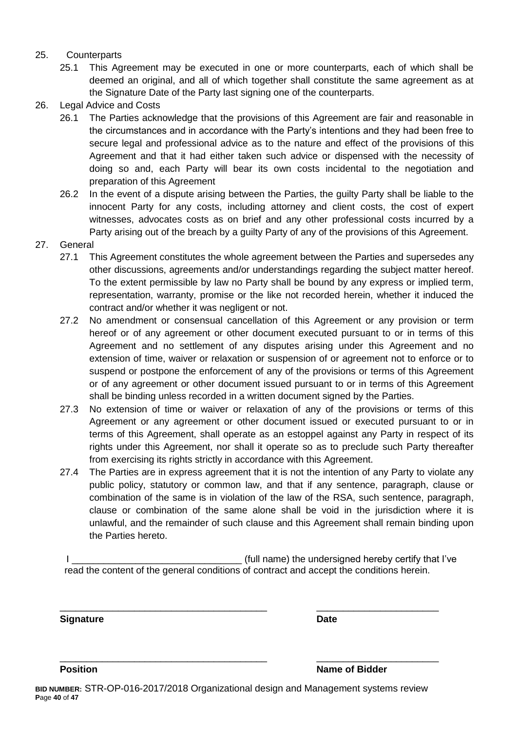25. Counterparts
    - 25.1 This Agreement may be executed in one or more counterparts, each of which shall be deemed an original, and all of which together shall constitute the same agreement as at the Signature Date of the Party last signing one of the counterparts.
26. Legal Advice and Costs
    - 26.1 The Parties acknowledge that the provisions of this Agreement are fair and reasonable in the circumstances and in accordance with the Party's intentions and they had been free to secure legal and professional advice as to the nature and effect of the provisions of this Agreement and that it had either taken such advice or dispensed with the necessity of doing so and, each Party will bear its own costs incidental to the negotiation and preparation of this Agreement
    - 26.2 In the event of a dispute arising between the Parties, the guilty Party shall be liable to the innocent Party for any costs, including attorney and client costs, the cost of expert witnesses, advocates costs as on brief and any other professional costs incurred by a Party arising out of the breach by a guilty Party of any of the provisions of this Agreement.
27. General
    - 27.1 This Agreement constitutes the whole agreement between the Parties and supersedes any other discussions, agreements and/or understandings regarding the subject matter hereof. To the extent permissible by law no Party shall be bound by any express or implied term, representation, warranty, promise or the like not recorded herein, whether it induced the contract and/or whether it was negligent or not.
    - 27.2 No amendment or consensual cancellation of this Agreement or any provision or term hereof or of any agreement or other document executed pursuant to or in terms of this Agreement and no settlement of any disputes arising under this Agreement and no extension of time, waiver or relaxation or suspension of or agreement not to enforce or to suspend or postpone the enforcement of any of the provisions or terms of this Agreement or of any agreement or other document issued pursuant to or in terms of this Agreement shall be binding unless recorded in a written document signed by the Parties.
    - 27.3 No extension of time or waiver or relaxation of any of the provisions or terms of this Agreement or any agreement or other document issued or executed pursuant to or in terms of this Agreement, shall operate as an estoppel against any Party in respect of its rights under this Agreement, nor shall it operate so as to preclude such Party thereafter from exercising its rights strictly in accordance with this Agreement.
    - 27.4 The Parties are in express agreement that it is not the intention of any Party to violate any public policy, statutory or common law, and that if any sentence, paragraph, clause or combination of the same is in violation of the law of the RSA, such sentence, paragraph, clause or combination of the same alone shall be void in the jurisdiction where it is unlawful, and the remainder of such clause and this Agreement shall remain binding upon the Parties hereto.

I ________________________________ (full name) the undersigned hereby certify that I've read the content of the general conditions of contract and accept the conditions herein.

________________________________________ ________________________

**Signature** **Date**

________________________________________ ________________________

**Position** **Name of Bidder**

**BID NUMBER:** STR-OP-016-2017/2018 Organizational design and Management systems review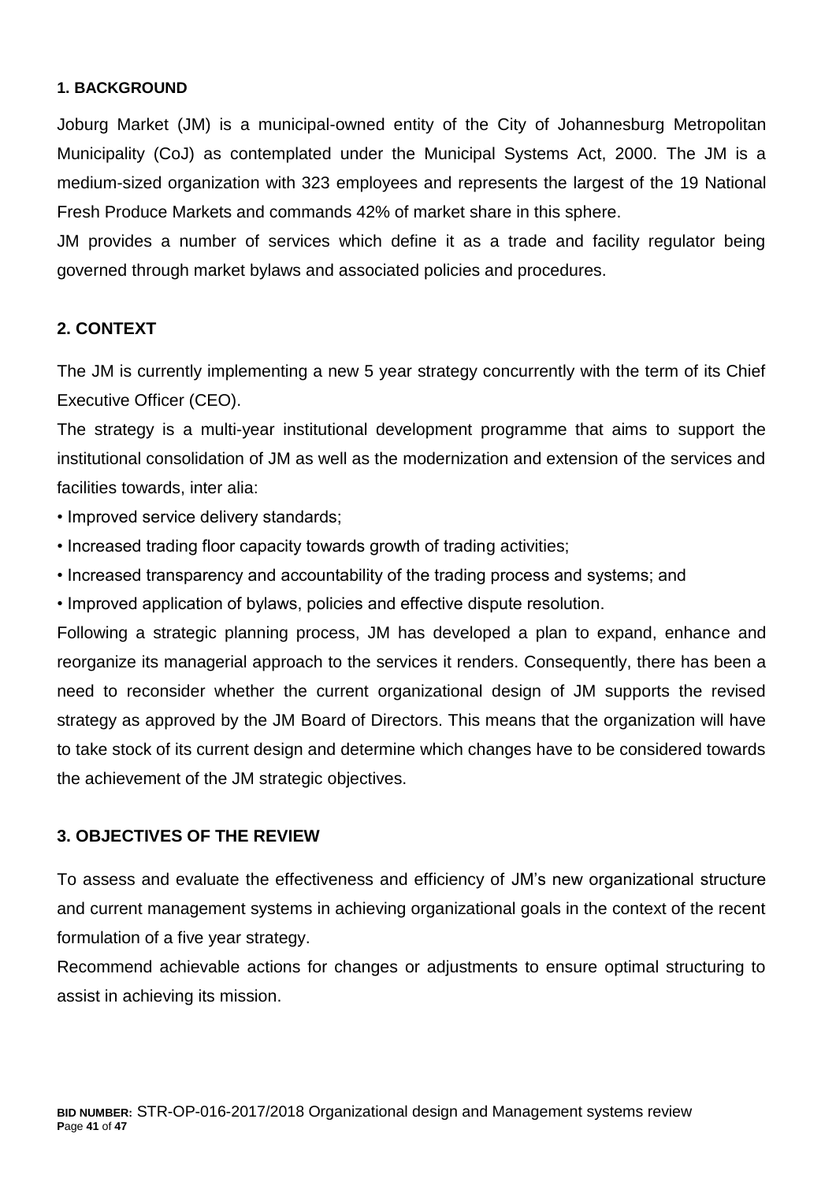## 1. BACKGROUND

Joburg Market (JM) is a municipal-owned entity of the City of Johannesburg Metropolitan Municipality (CoJ) as contemplated under the Municipal Systems Act, 2000. The JM is a medium-sized organization with 323 employees and represents the largest of the 19 National Fresh Produce Markets and commands 42% of market share in this sphere.

JM provides a number of services which define it as a trade and facility regulator being governed through market bylaws and associated policies and procedures.

## 2. CONTEXT

The JM is currently implementing a new 5 year strategy concurrently with the term of its Chief Executive Officer (CEO).

The strategy is a multi-year institutional development programme that aims to support the institutional consolidation of JM as well as the modernization and extension of the services and facilities towards, inter alia:

- Improved service delivery standards;
- Increased trading floor capacity towards growth of trading activities;
- Increased transparency and accountability of the trading process and systems; and
- Improved application of bylaws, policies and effective dispute resolution.

Following a strategic planning process, JM has developed a plan to expand, enhance and reorganize its managerial approach to the services it renders. Consequently, there has been a need to reconsider whether the current organizational design of JM supports the revised strategy as approved by the JM Board of Directors. This means that the organization will have to take stock of its current design and determine which changes have to be considered towards the achievement of the JM strategic objectives.

## 3. OBJECTIVES OF THE REVIEW

To assess and evaluate the effectiveness and efficiency of JM's new organizational structure and current management systems in achieving organizational goals in the context of the recent formulation of a five year strategy.

Recommend achievable actions for changes or adjustments to ensure optimal structuring to assist in achieving its mission.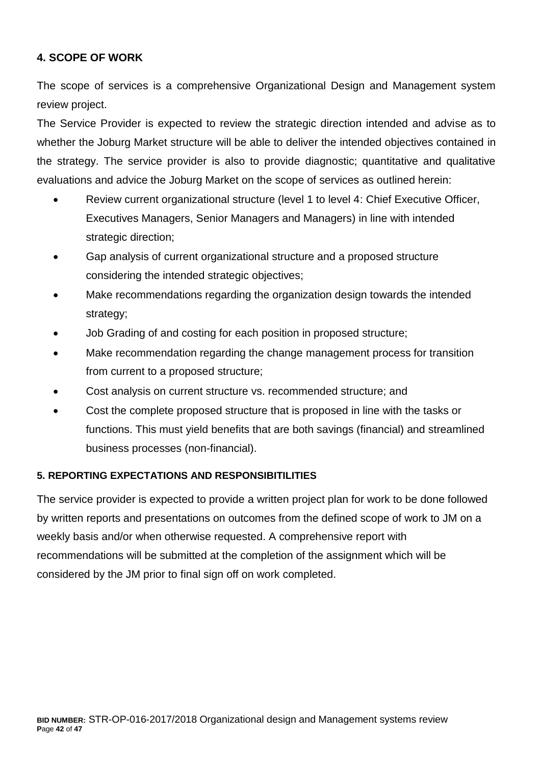## 4. SCOPE OF WORK

The scope of services is a comprehensive Organizational Design and Management system review project.

The Service Provider is expected to review the strategic direction intended and advise as to whether the Joburg Market structure will be able to deliver the intended objectives contained in the strategy. The service provider is also to provide diagnostic; quantitative and qualitative evaluations and advice the Joburg Market on the scope of services as outlined herein:

- Review current organizational structure (level 1 to level 4: Chief Executive Officer, Executives Managers, Senior Managers and Managers) in line with intended strategic direction;
- Gap analysis of current organizational structure and a proposed structure considering the intended strategic objectives;
- Make recommendations regarding the organization design towards the intended strategy;
- Job Grading of and costing for each position in proposed structure;
- Make recommendation regarding the change management process for transition from current to a proposed structure;
- Cost analysis on current structure vs. recommended structure; and
- Cost the complete proposed structure that is proposed in line with the tasks or functions. This must yield benefits that are both savings (financial) and streamlined business processes (non-financial).

### 5. REPORTING EXPECTATIONS AND RESPONSIBITILITIES

The service provider is expected to provide a written project plan for work to be done followed by written reports and presentations on outcomes from the defined scope of work to JM on a weekly basis and/or when otherwise requested. A comprehensive report with recommendations will be submitted at the completion of the assignment which will be considered by the JM prior to final sign off on work completed.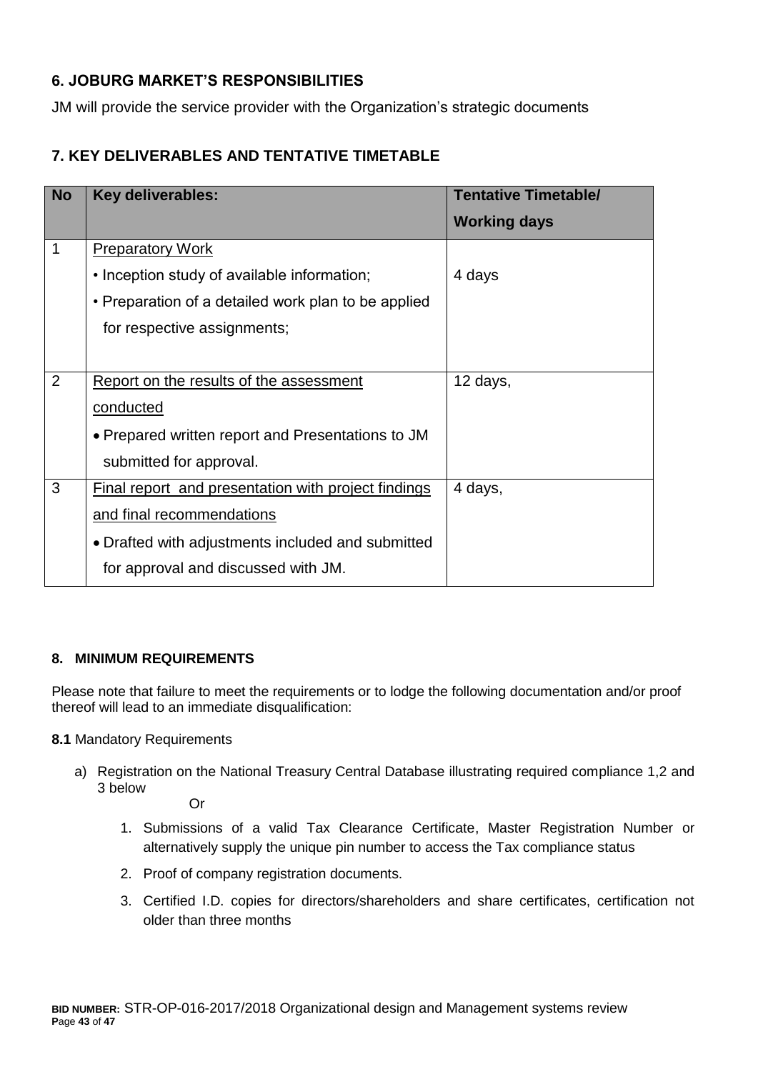## 6. JOBURG MARKET'S RESPONSIBILITIES

JM will provide the service provider with the Organization's strategic documents

## 7. KEY DELIVERABLES AND TENTATIVE TIMETABLE

| No | Key deliverables: | Tentative Timetable/ Working days |
|---|---|---|
| 1 | Preparatory Work<br>• Inception study of available information;<br>• Preparation of a detailed work plan to be applied for respective assignments; | 4 days |
| 2 | Report on the results of the assessment conducted<br>• Prepared written report and Presentations to JM submitted for approval. | 12 days, |
| 3 | Final report and presentation with project findings and final recommendations<br>• Drafted with adjustments included and submitted for approval and discussed with JM. | 4 days, |

### 8. MINIMUM REQUIREMENTS

Please note that failure to meet the requirements or to lodge the following documentation and/or proof thereof will lead to an immediate disqualification:

**8.1** Mandatory Requirements

a) Registration on the National Treasury Central Database illustrating required compliance 1,2 and 3 below

Or

1. Submissions of a valid Tax Clearance Certificate, Master Registration Number or alternatively supply the unique pin number to access the Tax compliance status
2. Proof of company registration documents.
3. Certified I.D. copies for directors/shareholders and share certificates, certification not older than three months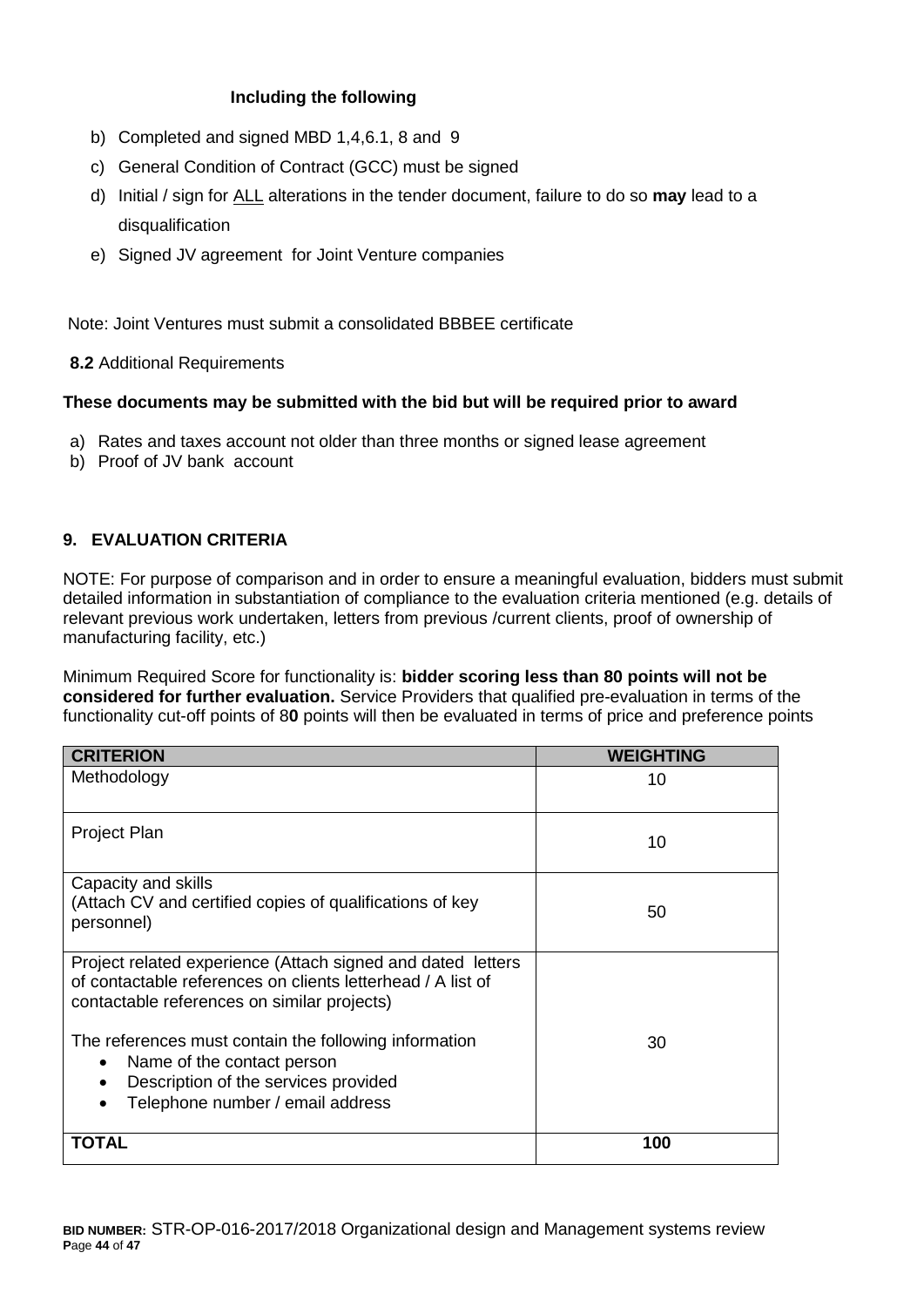**Including the following**

b) Completed and signed MBD 1,4,6.1, 8 and 9

c) General Condition of Contract (GCC) must be signed

d) Initial / sign for ALL alterations in the tender document, failure to do so **may** lead to a disqualification

e) Signed JV agreement for Joint Venture companies

Note: Joint Ventures must submit a consolidated BBBEE certificate

**8.2** Additional Requirements

**These documents may be submitted with the bid but will be required prior to award**

a) Rates and taxes account not older than three months or signed lease agreement
b) Proof of JV bank account

## 9. EVALUATION CRITERIA

NOTE: For purpose of comparison and in order to ensure a meaningful evaluation, bidders must submit detailed information in substantiation of compliance to the evaluation criteria mentioned (e.g. details of relevant previous work undertaken, letters from previous /current clients, proof of ownership of manufacturing facility, etc.)

Minimum Required Score for functionality is: **bidder scoring less than 80 points will not be considered for further evaluation.** Service Providers that qualified pre-evaluation in terms of the functionality cut-off points of 8**0** points will then be evaluated in terms of price and preference points

| CRITERION | WEIGHTING |
|---|---|
| Methodology | 10 |
| Project Plan | 10 |
| Capacity and skills<br>(Attach CV and certified copies of qualifications of key personnel) | 50 |
| Project related experience (Attach signed and dated letters of contactable references on clients letterhead / A list of contactable references on similar projects)<br><br>The references must contain the following information<br>• Name of the contact person<br>• Description of the services provided<br>• Telephone number / email address | 30 |
| **TOTAL** | **100** |

**BID NUMBER:** STR-OP-016-2017/2018 Organizational design and Management systems review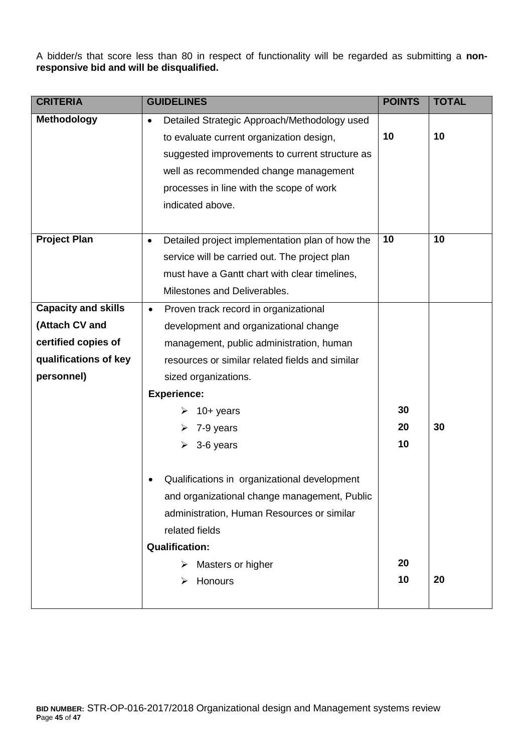A bidder/s that score less than 80 in respect of functionality will be regarded as submitting a **non-responsive bid and will be disqualified.**

| CRITERIA | GUIDELINES | POINTS | TOTAL |
|---|---|---|---|
| **Methodology** | • Detailed Strategic Approach/Methodology used to evaluate current organization design, suggested improvements to current structure as well as recommended change management processes in line with the scope of work indicated above. | **10** | **10** |
| **Project Plan** | • Detailed project implementation plan of how the service will be carried out. The project plan must have a Gantt chart with clear timelines, Milestones and Deliverables. | **10** | **10** |
| **Capacity and skills (Attach CV and certified copies of qualifications of key personnel)** | • Proven track record in organizational development and organizational change management, public administration, human resources or similar related fields and similar sized organizations.<br>**Experience:**<br>➢ 10+ years<br>➢ 7-9 years<br>➢ 3-6 years | <br><br>**30**<br>**20**<br>**10** | **30** |
| | • Qualifications in organizational development and organizational change management, Public administration, Human Resources or similar related fields<br>**Qualification:**<br>➢ Masters or higher<br>➢ Honours | <br><br>**20**<br>**10** | **20** |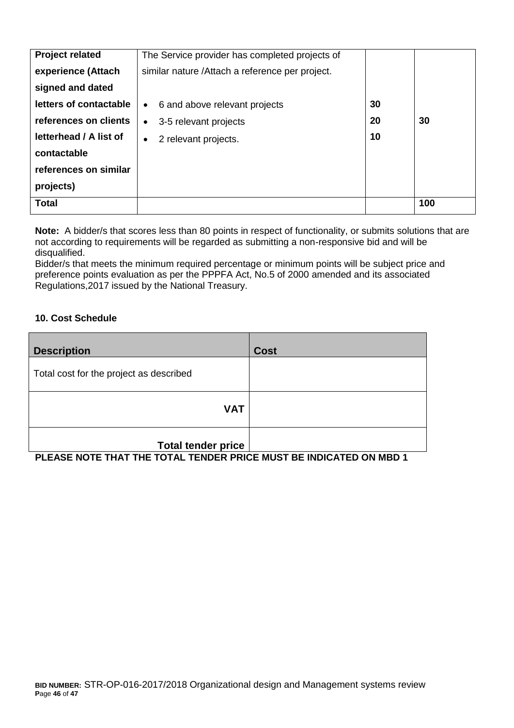| **Project related experience (Attach signed and dated letters of contactable references on clients letterhead / A list of contactable references on similar projects)** | The Service provider has completed projects of similar nature /Attach a reference per project.<br><br>• 6 and above relevant projects<br>• 3-5 relevant projects<br>• 2 relevant projects. | **30**<br>**20**<br>**10** | **30** |
|---|---|---|---|
| **Total** | | | **100** |

**Note:** A bidder/s that scores less than 80 points in respect of functionality, or submits solutions that are not according to requirements will be regarded as submitting a non-responsive bid and will be disqualified.
Bidder/s that meets the minimum required percentage or minimum points will be subject price and preference points evaluation as per the PPPFA Act, No.5 of 2000 amended and its associated Regulations,2017 issued by the National Treasury.

### 10. Cost Schedule

| **Description** | **Cost** |
|---|---|
| Total cost for the project as described | |
| **VAT** | |
| **Total tender price** | |

**PLEASE NOTE THAT THE TOTAL TENDER PRICE MUST BE INDICATED ON MBD 1**

**BID NUMBER:** STR-OP-016-2017/2018 Organizational design and Management systems review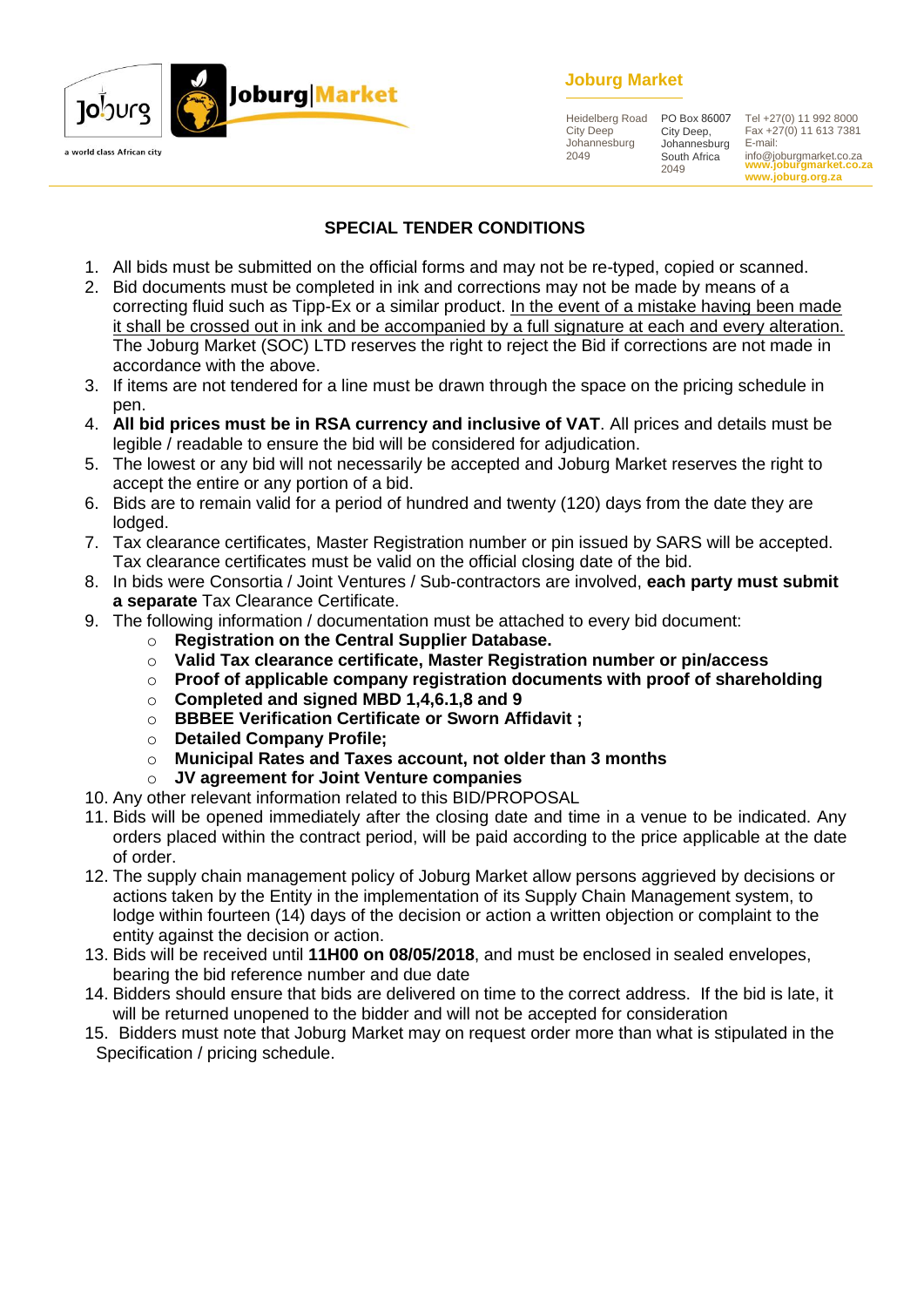Joburg Market

Heidelberg Road
City Deep
Johannesburg
2049

PO Box 86007
City Deep,
Johannesburg
South Africa
2049

Tel +27(0) 11 992 8000
Fax +27(0) 11 613 7381
E-mail:
info@joburgmarket.co.za
www.joburgmarket.co.za
www.joburg.org.za

## SPECIAL TENDER CONDITIONS

1. All bids must be submitted on the official forms and may not be re-typed, copied or scanned.
2. Bid documents must be completed in ink and corrections may not be made by means of a correcting fluid such as Tipp-Ex or a similar product. In the event of a mistake having been made it shall be crossed out in ink and be accompanied by a full signature at each and every alteration. The Joburg Market (SOC) LTD reserves the right to reject the Bid if corrections are not made in accordance with the above.
3. If items are not tendered for a line must be drawn through the space on the pricing schedule in pen.
4. **All bid prices must be in RSA currency and inclusive of VAT**. All prices and details must be legible / readable to ensure the bid will be considered for adjudication.
5. The lowest or any bid will not necessarily be accepted and Joburg Market reserves the right to accept the entire or any portion of a bid.
6. Bids are to remain valid for a period of hundred and twenty (120) days from the date they are lodged.
7. Tax clearance certificates, Master Registration number or pin issued by SARS will be accepted. Tax clearance certificates must be valid on the official closing date of the bid.
8. In bids were Consortia / Joint Ventures / Sub-contractors are involved, **each party must submit a separate** Tax Clearance Certificate.
9. The following information / documentation must be attached to every bid document:
   - **Registration on the Central Supplier Database.**
   - **Valid Tax clearance certificate, Master Registration number or pin/access**
   - **Proof of applicable company registration documents with proof of shareholding**
   - **Completed and signed MBD 1,4,6.1,8 and 9**
   - **BBBEE Verification Certificate or Sworn Affidavit ;**
   - **Detailed Company Profile;**
   - **Municipal Rates and Taxes account, not older than 3 months**
   - **JV agreement for Joint Venture companies**
10. Any other relevant information related to this BID/PROPOSAL
11. Bids will be opened immediately after the closing date and time in a venue to be indicated. Any orders placed within the contract period, will be paid according to the price applicable at the date of order.
12. The supply chain management policy of Joburg Market allow persons aggrieved by decisions or actions taken by the Entity in the implementation of its Supply Chain Management system, to lodge within fourteen (14) days of the decision or action a written objection or complaint to the entity against the decision or action.
13. Bids will be received until **11H00 on 08/05/2018**, and must be enclosed in sealed envelopes, bearing the bid reference number and due date
14. Bidders should ensure that bids are delivered on time to the correct address. If the bid is late, it will be returned unopened to the bidder and will not be accepted for consideration
15. Bidders must note that Joburg Market may on request order more than what is stipulated in the Specification / pricing schedule.